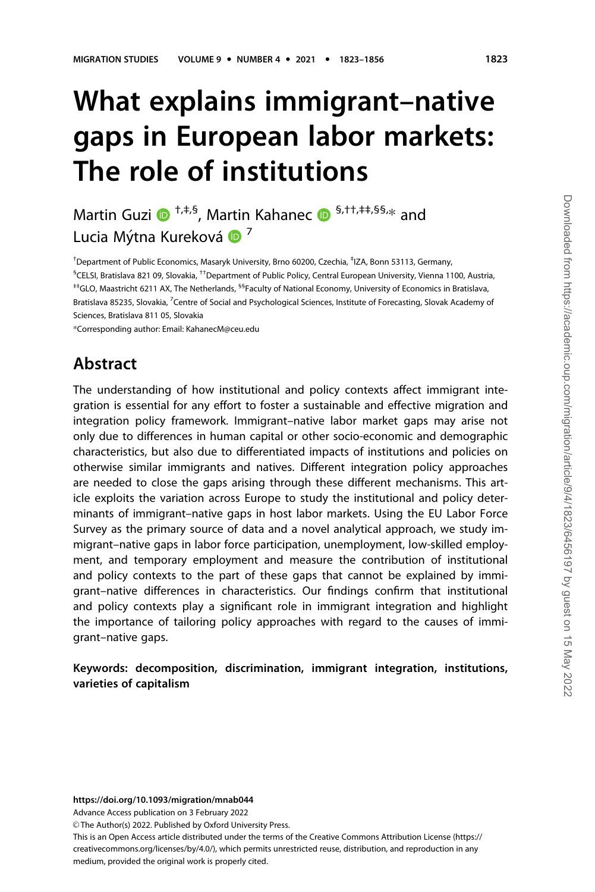# What explains immigrant–native gaps in European labor markets: The role of institutions

Martin Guzi [†,‡,§], Martin Kahanec [§,††,‡‡,§§,*] and Lucia Mýtna Kureková [7]

[†]Department of Public Economics, Masaryk University, Brno 60200, Czechia, [‡]IZA, Bonn 53113, Germany, [§]CELSI, Bratislava 821 09, Slovakia, [††]Department of Public Policy, Central European University, Vienna 1100, Austria, [‡‡]GLO, Maastricht 6211 AX, The Netherlands, [§§]Faculty of National Economy, University of Economics in Bratislava, Bratislava 85235, Slovakia, [7]Centre of Social and Psychological Sciences, Institute of Forecasting, Slovak Academy of Sciences, Bratislava 811 05, Slovakia

*Corresponding author: Email: KahanecM@ceu.edu

## Abstract

The understanding of how institutional and policy contexts affect immigrant integration is essential for any effort to foster a sustainable and effective migration and integration policy framework. Immigrant–native labor market gaps may arise not only due to differences in human capital or other socio-economic and demographic characteristics, but also due to differentiated impacts of institutions and policies on otherwise similar immigrants and natives. Different integration policy approaches are needed to close the gaps arising through these different mechanisms. This article exploits the variation across Europe to study the institutional and policy determinants of immigrant–native gaps in host labor markets. Using the EU Labor Force Survey as the primary source of data and a novel analytical approach, we study immigrant–native gaps in labor force participation, unemployment, low-skilled employment, and temporary employment and measure the contribution of institutional and policy contexts to the part of these gaps that cannot be explained by immigrant–native differences in characteristics. Our findings confirm that institutional and policy contexts play a significant role in immigrant integration and highlight the importance of tailoring policy approaches with regard to the causes of immigrant–native gaps.

**Keywords: decomposition, discrimination, immigrant integration, institutions, varieties of capitalism**

**https://doi.org/10.1093/migration/mnab044**

Advance Access publication on 3 February 2022

© The Author(s) 2022. Published by Oxford University Press.

This is an Open Access article distributed under the terms of the Creative Commons Attribution License (https://creativecommons.org/licenses/by/4.0/), which permits unrestricted reuse, distribution, and reproduction in any medium, provided the original work is properly cited.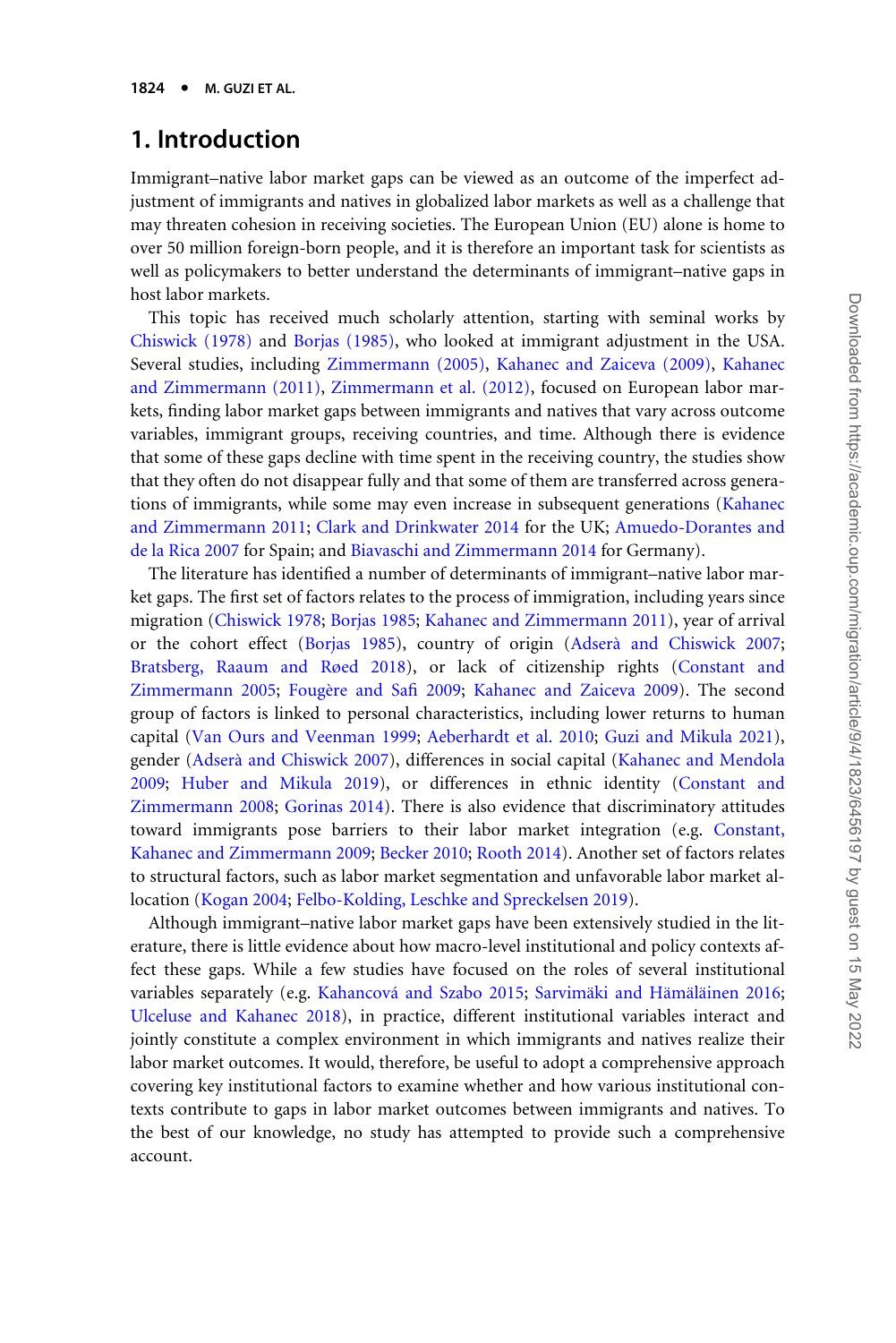## 1. Introduction

Immigrant–native labor market gaps can be viewed as an outcome of the imperfect adjustment of immigrants and natives in globalized labor markets as well as a challenge that may threaten cohesion in receiving societies. The European Union (EU) alone is home to over 50 million foreign-born people, and it is therefore an important task for scientists as well as policymakers to better understand the determinants of immigrant–native gaps in host labor markets.

This topic has received much scholarly attention, starting with seminal works by Chiswick (1978) and Borjas (1985), who looked at immigrant adjustment in the USA. Several studies, including Zimmermann (2005), Kahanec and Zaiceva (2009), Kahanec and Zimmermann (2011), Zimmermann et al. (2012), focused on European labor markets, finding labor market gaps between immigrants and natives that vary across outcome variables, immigrant groups, receiving countries, and time. Although there is evidence that some of these gaps decline with time spent in the receiving country, the studies show that they often do not disappear fully and that some of them are transferred across generations of immigrants, while some may even increase in subsequent generations (Kahanec and Zimmermann 2011; Clark and Drinkwater 2014 for the UK; Amuedo-Dorantes and de la Rica 2007 for Spain; and Biavaschi and Zimmermann 2014 for Germany).

The literature has identified a number of determinants of immigrant–native labor market gaps. The first set of factors relates to the process of immigration, including years since migration (Chiswick 1978; Borjas 1985; Kahanec and Zimmermann 2011), year of arrival or the cohort effect (Borjas 1985), country of origin (Adserà and Chiswick 2007; Bratsberg, Raaum and Røed 2018), or lack of citizenship rights (Constant and Zimmermann 2005; Fougère and Safi 2009; Kahanec and Zaiceva 2009). The second group of factors is linked to personal characteristics, including lower returns to human capital (Van Ours and Veenman 1999; Aeberhardt et al. 2010; Guzi and Mikula 2021), gender (Adserà and Chiswick 2007), differences in social capital (Kahanec and Mendola 2009; Huber and Mikula 2019), or differences in ethnic identity (Constant and Zimmermann 2008; Gorinas 2014). There is also evidence that discriminatory attitudes toward immigrants pose barriers to their labor market integration (e.g. Constant, Kahanec and Zimmermann 2009; Becker 2010; Rooth 2014). Another set of factors relates to structural factors, such as labor market segmentation and unfavorable labor market allocation (Kogan 2004; Felbo-Kolding, Leschke and Spreckelsen 2019).

Although immigrant–native labor market gaps have been extensively studied in the literature, there is little evidence about how macro-level institutional and policy contexts affect these gaps. While a few studies have focused on the roles of several institutional variables separately (e.g. Kahancová and Szabo 2015; Sarvimäki and Hämäläinen 2016; Ulceluse and Kahanec 2018), in practice, different institutional variables interact and jointly constitute a complex environment in which immigrants and natives realize their labor market outcomes. It would, therefore, be useful to adopt a comprehensive approach covering key institutional factors to examine whether and how various institutional contexts contribute to gaps in labor market outcomes between immigrants and natives. To the best of our knowledge, no study has attempted to provide such a comprehensive account.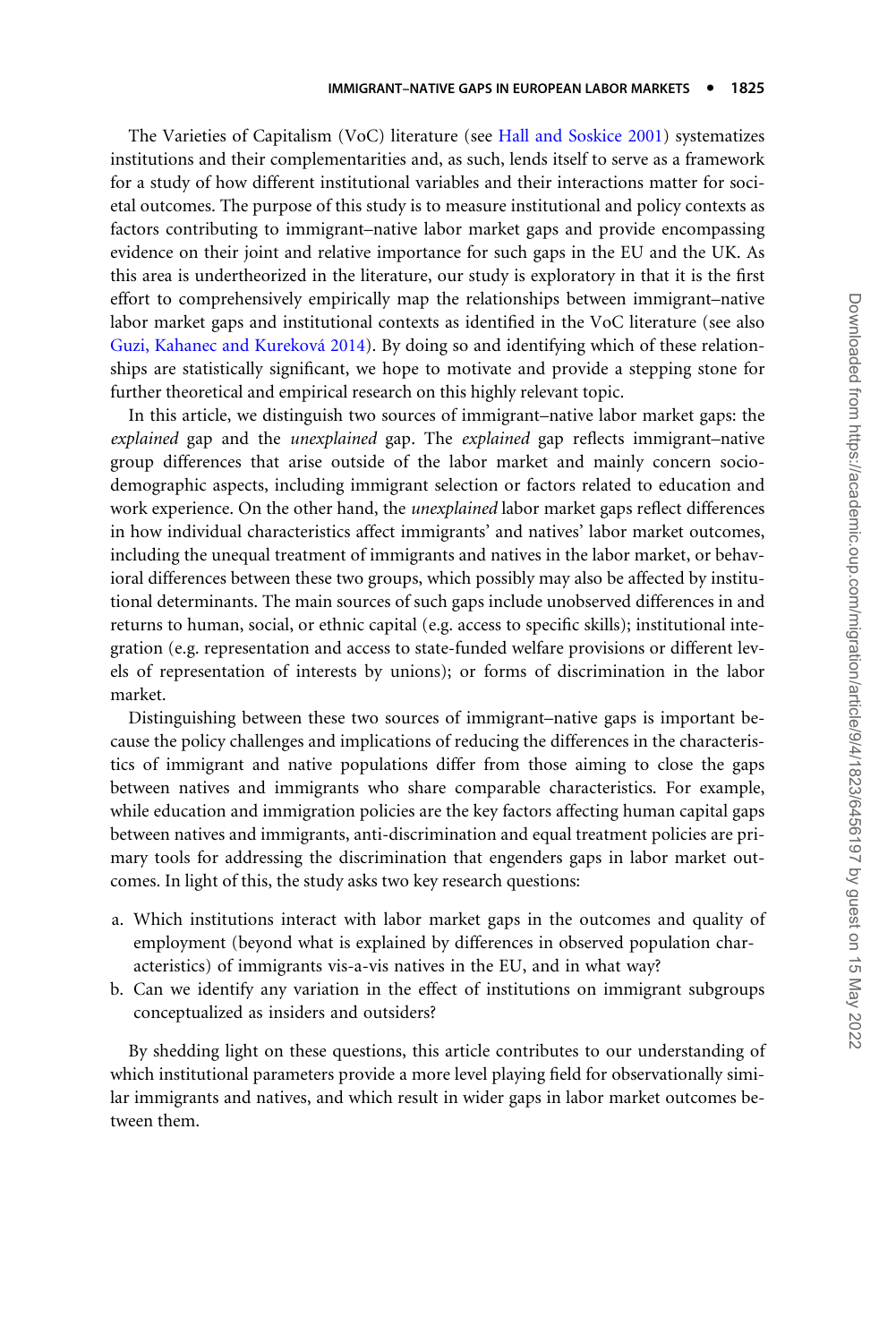The Varieties of Capitalism (VoC) literature (see Hall and Soskice 2001) systematizes institutions and their complementarities and, as such, lends itself to serve as a framework for a study of how different institutional variables and their interactions matter for societal outcomes. The purpose of this study is to measure institutional and policy contexts as factors contributing to immigrant–native labor market gaps and provide encompassing evidence on their joint and relative importance for such gaps in the EU and the UK. As this area is undertheorized in the literature, our study is exploratory in that it is the first effort to comprehensively empirically map the relationships between immigrant–native labor market gaps and institutional contexts as identified in the VoC literature (see also Guzi, Kahanec and Kureková 2014). By doing so and identifying which of these relationships are statistically significant, we hope to motivate and provide a stepping stone for further theoretical and empirical research on this highly relevant topic.

In this article, we distinguish two sources of immigrant–native labor market gaps: the *explained* gap and the *unexplained* gap. The *explained* gap reflects immigrant–native group differences that arise outside of the labor market and mainly concern socio-demographic aspects, including immigrant selection or factors related to education and work experience. On the other hand, the *unexplained* labor market gaps reflect differences in how individual characteristics affect immigrants' and natives' labor market outcomes, including the unequal treatment of immigrants and natives in the labor market, or behavioral differences between these two groups, which possibly may also be affected by institutional determinants. The main sources of such gaps include unobserved differences in and returns to human, social, or ethnic capital (e.g. access to specific skills); institutional integration (e.g. representation and access to state-funded welfare provisions or different levels of representation of interests by unions); or forms of discrimination in the labor market.

Distinguishing between these two sources of immigrant–native gaps is important because the policy challenges and implications of reducing the differences in the characteristics of immigrant and native populations differ from those aiming to close the gaps between natives and immigrants who share comparable characteristics. For example, while education and immigration policies are the key factors affecting human capital gaps between natives and immigrants, anti-discrimination and equal treatment policies are primary tools for addressing the discrimination that engenders gaps in labor market outcomes. In light of this, the study asks two key research questions:

a. Which institutions interact with labor market gaps in the outcomes and quality of employment (beyond what is explained by differences in observed population characteristics) of immigrants vis-a-vis natives in the EU, and in what way?
b. Can we identify any variation in the effect of institutions on immigrant subgroups conceptualized as insiders and outsiders?

By shedding light on these questions, this article contributes to our understanding of which institutional parameters provide a more level playing field for observationally similar immigrants and natives, and which result in wider gaps in labor market outcomes between them.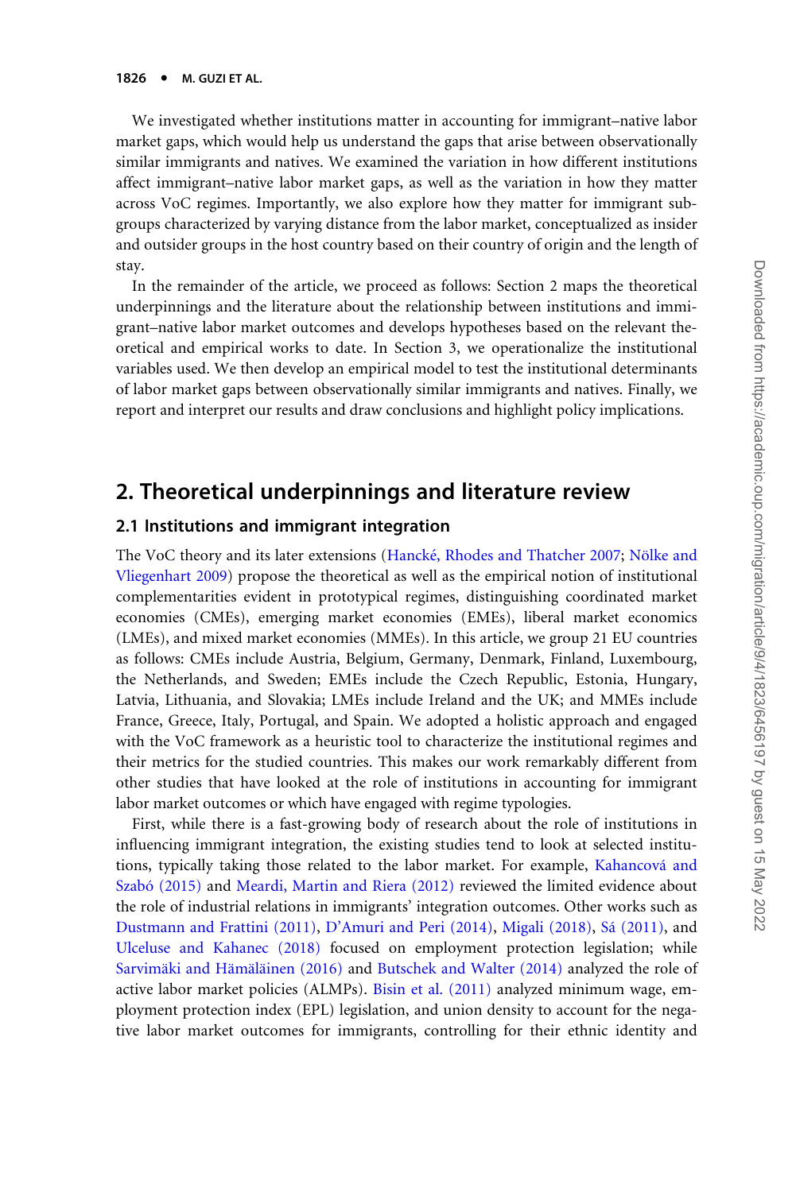We investigated whether institutions matter in accounting for immigrant–native labor market gaps, which would help us understand the gaps that arise between observationally similar immigrants and natives. We examined the variation in how different institutions affect immigrant–native labor market gaps, as well as the variation in how they matter across VoC regimes. Importantly, we also explore how they matter for immigrant subgroups characterized by varying distance from the labor market, conceptualized as insider and outsider groups in the host country based on their country of origin and the length of stay.

In the remainder of the article, we proceed as follows: Section 2 maps the theoretical underpinnings and the literature about the relationship between institutions and immigrant–native labor market outcomes and develops hypotheses based on the relevant theoretical and empirical works to date. In Section 3, we operationalize the institutional variables used. We then develop an empirical model to test the institutional determinants of labor market gaps between observationally similar immigrants and natives. Finally, we report and interpret our results and draw conclusions and highlight policy implications.

## 2. Theoretical underpinnings and literature review

### 2.1 Institutions and immigrant integration

The VoC theory and its later extensions (Hancké, Rhodes and Thatcher 2007; Nölke and Vliegenhart 2009) propose the theoretical as well as the empirical notion of institutional complementarities evident in prototypical regimes, distinguishing coordinated market economies (CMEs), emerging market economies (EMEs), liberal market economics (LMEs), and mixed market economies (MMEs). In this article, we group 21 EU countries as follows: CMEs include Austria, Belgium, Germany, Denmark, Finland, Luxembourg, the Netherlands, and Sweden; EMEs include the Czech Republic, Estonia, Hungary, Latvia, Lithuania, and Slovakia; LMEs include Ireland and the UK; and MMEs include France, Greece, Italy, Portugal, and Spain. We adopted a holistic approach and engaged with the VoC framework as a heuristic tool to characterize the institutional regimes and their metrics for the studied countries. This makes our work remarkably different from other studies that have looked at the role of institutions in accounting for immigrant labor market outcomes or which have engaged with regime typologies.

First, while there is a fast-growing body of research about the role of institutions in influencing immigrant integration, the existing studies tend to look at selected institutions, typically taking those related to the labor market. For example, Kahancová and Szabó (2015) and Meardi, Martin and Riera (2012) reviewed the limited evidence about the role of industrial relations in immigrants' integration outcomes. Other works such as Dustmann and Frattini (2011), D'Amuri and Peri (2014), Migali (2018), Sá (2011), and Ulceluse and Kahanec (2018) focused on employment protection legislation; while Sarvimäki and Hämäläinen (2016) and Butschek and Walter (2014) analyzed the role of active labor market policies (ALMPs). Bisin et al. (2011) analyzed minimum wage, employment protection index (EPL) legislation, and union density to account for the negative labor market outcomes for immigrants, controlling for their ethnic identity and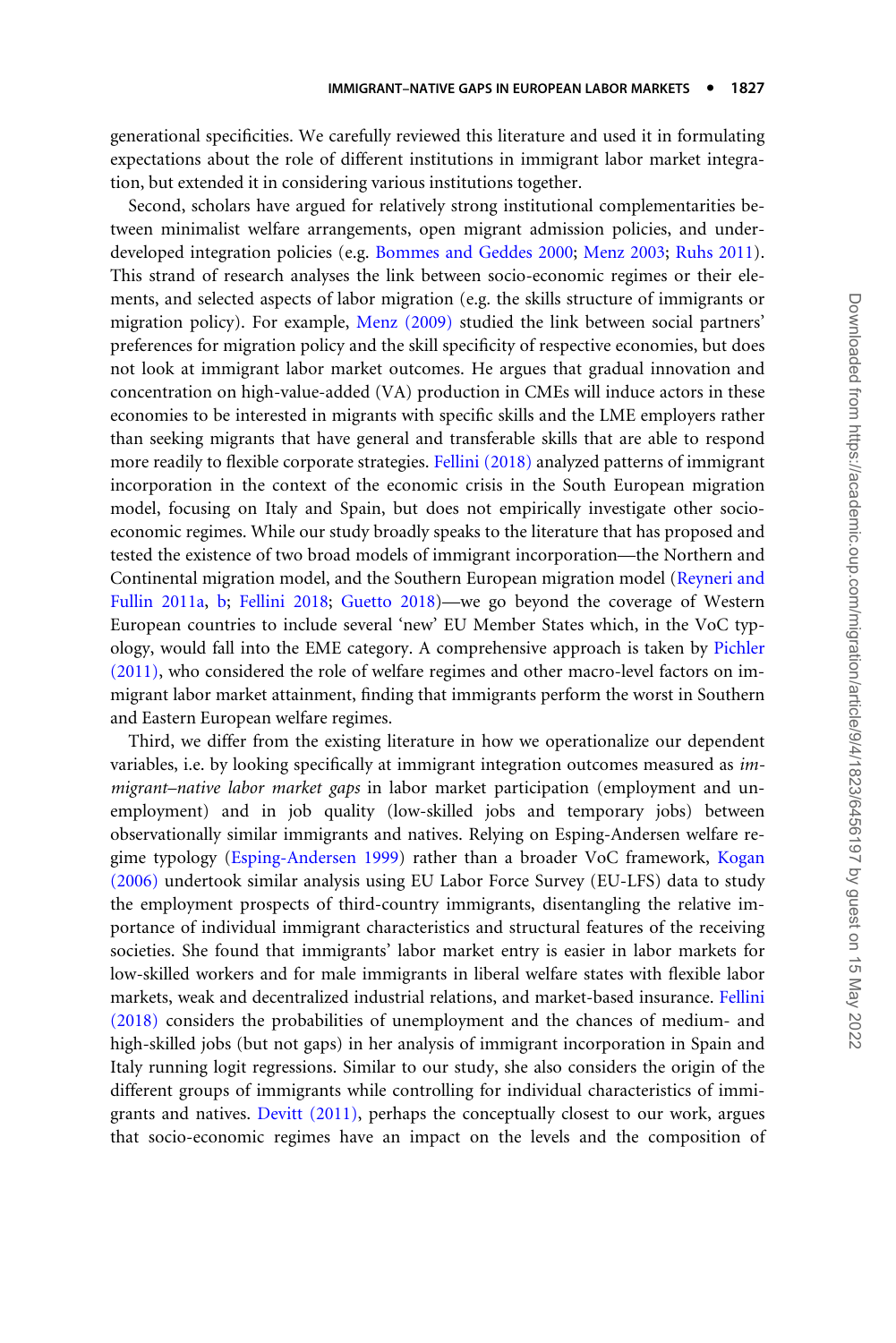generational specificities. We carefully reviewed this literature and used it in formulating expectations about the role of different institutions in immigrant labor market integration, but extended it in considering various institutions together.

Second, scholars have argued for relatively strong institutional complementarities between minimalist welfare arrangements, open migrant admission policies, and underdeveloped integration policies (e.g. Bommes and Geddes 2000; Menz 2003; Ruhs 2011). This strand of research analyses the link between socio-economic regimes or their elements, and selected aspects of labor migration (e.g. the skills structure of immigrants or migration policy). For example, Menz (2009) studied the link between social partners' preferences for migration policy and the skill specificity of respective economies, but does not look at immigrant labor market outcomes. He argues that gradual innovation and concentration on high-value-added (VA) production in CMEs will induce actors in these economies to be interested in migrants with specific skills and the LME employers rather than seeking migrants that have general and transferable skills that are able to respond more readily to flexible corporate strategies. Fellini (2018) analyzed patterns of immigrant incorporation in the context of the economic crisis in the South European migration model, focusing on Italy and Spain, but does not empirically investigate other socio-economic regimes. While our study broadly speaks to the literature that has proposed and tested the existence of two broad models of immigrant incorporation—the Northern and Continental migration model, and the Southern European migration model (Reyneri and Fullin 2011a, b; Fellini 2018; Guetto 2018)—we go beyond the coverage of Western European countries to include several 'new' EU Member States which, in the VoC typology, would fall into the EME category. A comprehensive approach is taken by Pichler (2011), who considered the role of welfare regimes and other macro-level factors on immigrant labor market attainment, finding that immigrants perform the worst in Southern and Eastern European welfare regimes.

Third, we differ from the existing literature in how we operationalize our dependent variables, i.e. by looking specifically at immigrant integration outcomes measured as *immigrant–native labor market gaps* in labor market participation (employment and unemployment) and in job quality (low-skilled jobs and temporary jobs) between observationally similar immigrants and natives. Relying on Esping-Andersen welfare regime typology (Esping-Andersen 1999) rather than a broader VoC framework, Kogan (2006) undertook similar analysis using EU Labor Force Survey (EU-LFS) data to study the employment prospects of third-country immigrants, disentangling the relative importance of individual immigrant characteristics and structural features of the receiving societies. She found that immigrants' labor market entry is easier in labor markets for low-skilled workers and for male immigrants in liberal welfare states with flexible labor markets, weak and decentralized industrial relations, and market-based insurance. Fellini (2018) considers the probabilities of unemployment and the chances of medium- and high-skilled jobs (but not gaps) in her analysis of immigrant incorporation in Spain and Italy running logit regressions. Similar to our study, she also considers the origin of the different groups of immigrants while controlling for individual characteristics of immigrants and natives. Devitt (2011), perhaps the conceptually closest to our work, argues that socio-economic regimes have an impact on the levels and the composition of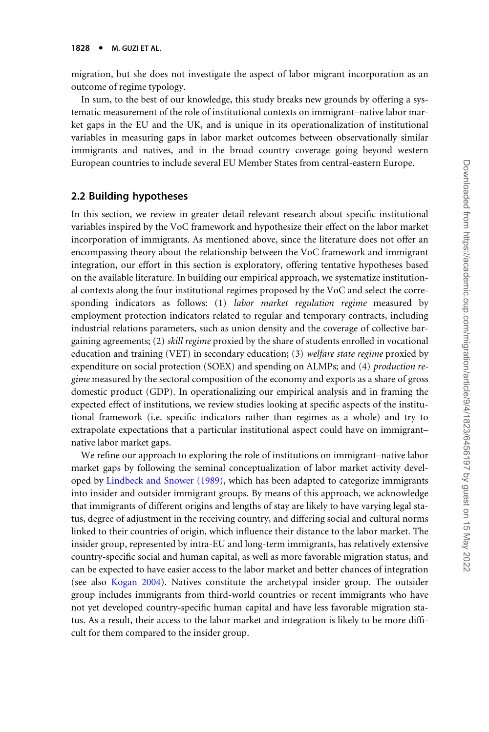migration, but she does not investigate the aspect of labor migrant incorporation as an outcome of regime typology.

In sum, to the best of our knowledge, this study breaks new grounds by offering a systematic measurement of the role of institutional contexts on immigrant–native labor market gaps in the EU and the UK, and is unique in its operationalization of institutional variables in measuring gaps in labor market outcomes between observationally similar immigrants and natives, and in the broad country coverage going beyond western European countries to include several EU Member States from central-eastern Europe.

## 2.2 Building hypotheses

In this section, we review in greater detail relevant research about specific institutional variables inspired by the VoC framework and hypothesize their effect on the labor market incorporation of immigrants. As mentioned above, since the literature does not offer an encompassing theory about the relationship between the VoC framework and immigrant integration, our effort in this section is exploratory, offering tentative hypotheses based on the available literature. In building our empirical approach, we systematize institutional contexts along the four institutional regimes proposed by the VoC and select the corresponding indicators as follows: (1) *labor market regulation regime* measured by employment protection indicators related to regular and temporary contracts, including industrial relations parameters, such as union density and the coverage of collective bargaining agreements; (2) *skill regime* proxied by the share of students enrolled in vocational education and training (VET) in secondary education; (3) *welfare state regime* proxied by expenditure on social protection (SOEX) and spending on ALMPs; and (4) *production regime* measured by the sectoral composition of the economy and exports as a share of gross domestic product (GDP). In operationalizing our empirical analysis and in framing the expected effect of institutions, we review studies looking at specific aspects of the institutional framework (i.e. specific indicators rather than regimes as a whole) and try to extrapolate expectations that a particular institutional aspect could have on immigrant–native labor market gaps.

We refine our approach to exploring the role of institutions on immigrant–native labor market gaps by following the seminal conceptualization of labor market activity developed by Lindbeck and Snower (1989), which has been adapted to categorize immigrants into insider and outsider immigrant groups. By means of this approach, we acknowledge that immigrants of different origins and lengths of stay are likely to have varying legal status, degree of adjustment in the receiving country, and differing social and cultural norms linked to their countries of origin, which influence their distance to the labor market. The insider group, represented by intra-EU and long-term immigrants, has relatively extensive country-specific social and human capital, as well as more favorable migration status, and can be expected to have easier access to the labor market and better chances of integration (see also Kogan 2004). Natives constitute the archetypal insider group. The outsider group includes immigrants from third-world countries or recent immigrants who have not yet developed country-specific human capital and have less favorable migration status. As a result, their access to the labor market and integration is likely to be more difficult for them compared to the insider group.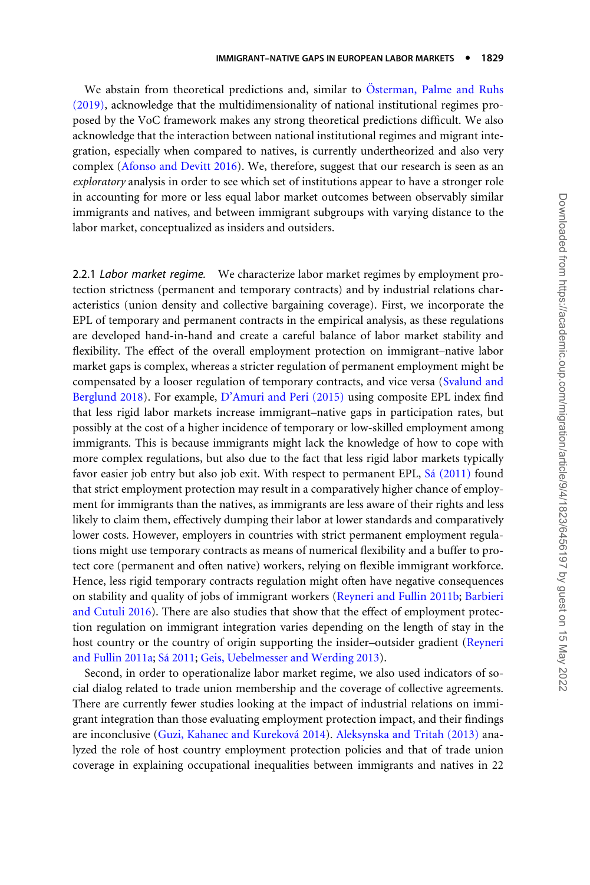We abstain from theoretical predictions and, similar to Österman, Palme and Ruhs (2019), acknowledge that the multidimensionality of national institutional regimes proposed by the VoC framework makes any strong theoretical predictions difficult. We also acknowledge that the interaction between national institutional regimes and migrant integration, especially when compared to natives, is currently undertheorized and also very complex (Afonso and Devitt 2016). We, therefore, suggest that our research is seen as an *exploratory* analysis in order to see which set of institutions appear to have a stronger role in accounting for more or less equal labor market outcomes between observably similar immigrants and natives, and between immigrant subgroups with varying distance to the labor market, conceptualized as insiders and outsiders.

2.2.1 *Labor market regime.* We characterize labor market regimes by employment protection strictness (permanent and temporary contracts) and by industrial relations characteristics (union density and collective bargaining coverage). First, we incorporate the EPL of temporary and permanent contracts in the empirical analysis, as these regulations are developed hand-in-hand and create a careful balance of labor market stability and flexibility. The effect of the overall employment protection on immigrant–native labor market gaps is complex, whereas a stricter regulation of permanent employment might be compensated by a looser regulation of temporary contracts, and vice versa (Svalund and Berglund 2018). For example, D'Amuri and Peri (2015) using composite EPL index find that less rigid labor markets increase immigrant–native gaps in participation rates, but possibly at the cost of a higher incidence of temporary or low-skilled employment among immigrants. This is because immigrants might lack the knowledge of how to cope with more complex regulations, but also due to the fact that less rigid labor markets typically favor easier job entry but also job exit. With respect to permanent EPL, Sá (2011) found that strict employment protection may result in a comparatively higher chance of employment for immigrants than the natives, as immigrants are less aware of their rights and less likely to claim them, effectively dumping their labor at lower standards and comparatively lower costs. However, employers in countries with strict permanent employment regulations might use temporary contracts as means of numerical flexibility and a buffer to protect core (permanent and often native) workers, relying on flexible immigrant workforce. Hence, less rigid temporary contracts regulation might often have negative consequences on stability and quality of jobs of immigrant workers (Reyneri and Fullin 2011b; Barbieri and Cutuli 2016). There are also studies that show that the effect of employment protection regulation on immigrant integration varies depending on the length of stay in the host country or the country of origin supporting the insider–outsider gradient (Reyneri and Fullin 2011a; Sá 2011; Geis, Uebelmesser and Werding 2013).

Second, in order to operationalize labor market regime, we also used indicators of social dialog related to trade union membership and the coverage of collective agreements. There are currently fewer studies looking at the impact of industrial relations on immigrant integration than those evaluating employment protection impact, and their findings are inconclusive (Guzi, Kahanec and Kureková 2014). Aleksynska and Tritah (2013) analyzed the role of host country employment protection policies and that of trade union coverage in explaining occupational inequalities between immigrants and natives in 22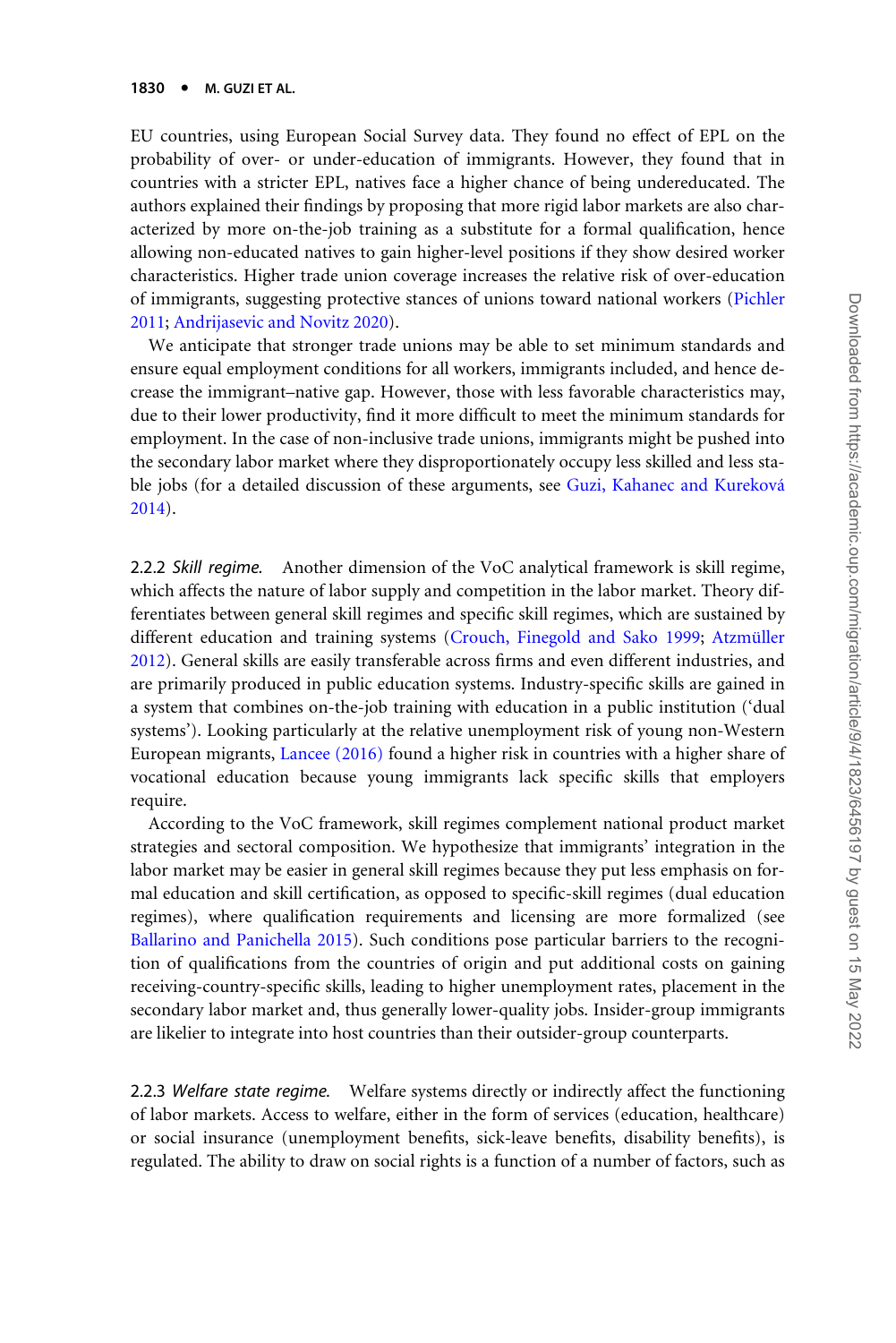EU countries, using European Social Survey data. They found no effect of EPL on the probability of over- or under-education of immigrants. However, they found that in countries with a stricter EPL, natives face a higher chance of being undereducated. The authors explained their findings by proposing that more rigid labor markets are also characterized by more on-the-job training as a substitute for a formal qualification, hence allowing non-educated natives to gain higher-level positions if they show desired worker characteristics. Higher trade union coverage increases the relative risk of over-education of immigrants, suggesting protective stances of unions toward national workers (Pichler 2011; Andrijasevic and Novitz 2020).

We anticipate that stronger trade unions may be able to set minimum standards and ensure equal employment conditions for all workers, immigrants included, and hence decrease the immigrant–native gap. However, those with less favorable characteristics may, due to their lower productivity, find it more difficult to meet the minimum standards for employment. In the case of non-inclusive trade unions, immigrants might be pushed into the secondary labor market where they disproportionately occupy less skilled and less stable jobs (for a detailed discussion of these arguments, see Guzi, Kahanec and Kureková 2014).

2.2.2 *Skill regime.* Another dimension of the VoC analytical framework is skill regime, which affects the nature of labor supply and competition in the labor market. Theory differentiates between general skill regimes and specific skill regimes, which are sustained by different education and training systems (Crouch, Finegold and Sako 1999; Atzmüller 2012). General skills are easily transferable across firms and even different industries, and are primarily produced in public education systems. Industry-specific skills are gained in a system that combines on-the-job training with education in a public institution ('dual systems'). Looking particularly at the relative unemployment risk of young non-Western European migrants, Lancee (2016) found a higher risk in countries with a higher share of vocational education because young immigrants lack specific skills that employers require.

According to the VoC framework, skill regimes complement national product market strategies and sectoral composition. We hypothesize that immigrants' integration in the labor market may be easier in general skill regimes because they put less emphasis on formal education and skill certification, as opposed to specific-skill regimes (dual education regimes), where qualification requirements and licensing are more formalized (see Ballarino and Panichella 2015). Such conditions pose particular barriers to the recognition of qualifications from the countries of origin and put additional costs on gaining receiving-country-specific skills, leading to higher unemployment rates, placement in the secondary labor market and, thus generally lower-quality jobs. Insider-group immigrants are likelier to integrate into host countries than their outsider-group counterparts.

2.2.3 *Welfare state regime.* Welfare systems directly or indirectly affect the functioning of labor markets. Access to welfare, either in the form of services (education, healthcare) or social insurance (unemployment benefits, sick-leave benefits, disability benefits), is regulated. The ability to draw on social rights is a function of a number of factors, such as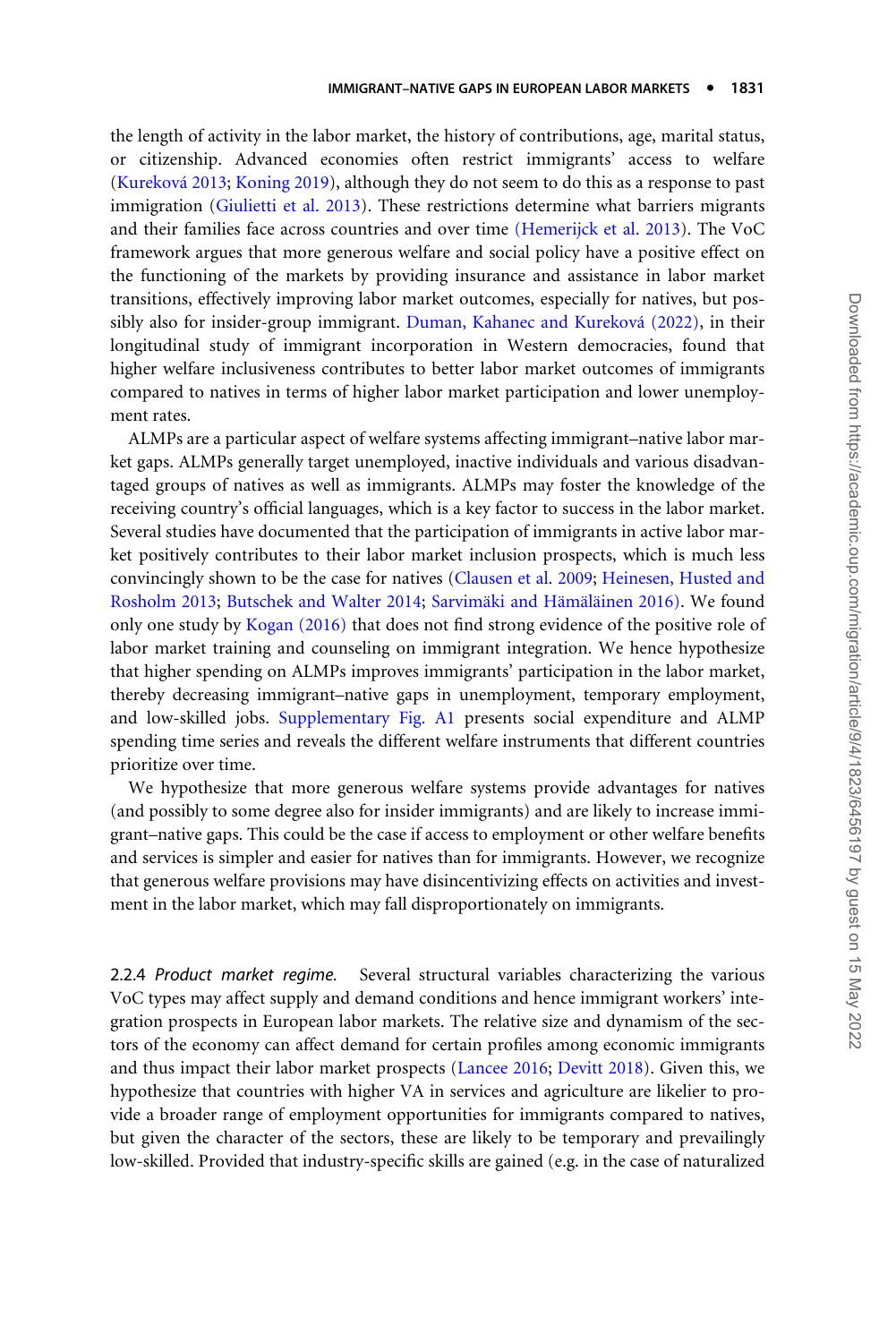the length of activity in the labor market, the history of contributions, age, marital status, or citizenship. Advanced economies often restrict immigrants' access to welfare (Kureková 2013; Koning 2019), although they do not seem to do this as a response to past immigration (Giulietti et al. 2013). These restrictions determine what barriers migrants and their families face across countries and over time (Hemerijck et al. 2013). The VoC framework argues that more generous welfare and social policy have a positive effect on the functioning of the markets by providing insurance and assistance in labor market transitions, effectively improving labor market outcomes, especially for natives, but possibly also for insider-group immigrant. Duman, Kahanec and Kureková (2022), in their longitudinal study of immigrant incorporation in Western democracies, found that higher welfare inclusiveness contributes to better labor market outcomes of immigrants compared to natives in terms of higher labor market participation and lower unemployment rates.

ALMPs are a particular aspect of welfare systems affecting immigrant–native labor market gaps. ALMPs generally target unemployed, inactive individuals and various disadvantaged groups of natives as well as immigrants. ALMPs may foster the knowledge of the receiving country's official languages, which is a key factor to success in the labor market. Several studies have documented that the participation of immigrants in active labor market positively contributes to their labor market inclusion prospects, which is much less convincingly shown to be the case for natives (Clausen et al. 2009; Heinesen, Husted and Rosholm 2013; Butschek and Walter 2014; Sarvimäki and Hämäläinen 2016). We found only one study by Kogan (2016) that does not find strong evidence of the positive role of labor market training and counseling on immigrant integration. We hence hypothesize that higher spending on ALMPs improves immigrants' participation in the labor market, thereby decreasing immigrant–native gaps in unemployment, temporary employment, and low-skilled jobs. Supplementary Fig. A1 presents social expenditure and ALMP spending time series and reveals the different welfare instruments that different countries prioritize over time.

We hypothesize that more generous welfare systems provide advantages for natives (and possibly to some degree also for insider immigrants) and are likely to increase immigrant–native gaps. This could be the case if access to employment or other welfare benefits and services is simpler and easier for natives than for immigrants. However, we recognize that generous welfare provisions may have disincentivizing effects on activities and investment in the labor market, which may fall disproportionately on immigrants.

#### 2.2.4 *Product market regime.*

Several structural variables characterizing the various VoC types may affect supply and demand conditions and hence immigrant workers' integration prospects in European labor markets. The relative size and dynamism of the sectors of the economy can affect demand for certain profiles among economic immigrants and thus impact their labor market prospects (Lancee 2016; Devitt 2018). Given this, we hypothesize that countries with higher VA in services and agriculture are likelier to provide a broader range of employment opportunities for immigrants compared to natives, but given the character of the sectors, these are likely to be temporary and prevailingly low-skilled. Provided that industry-specific skills are gained (e.g. in the case of naturalized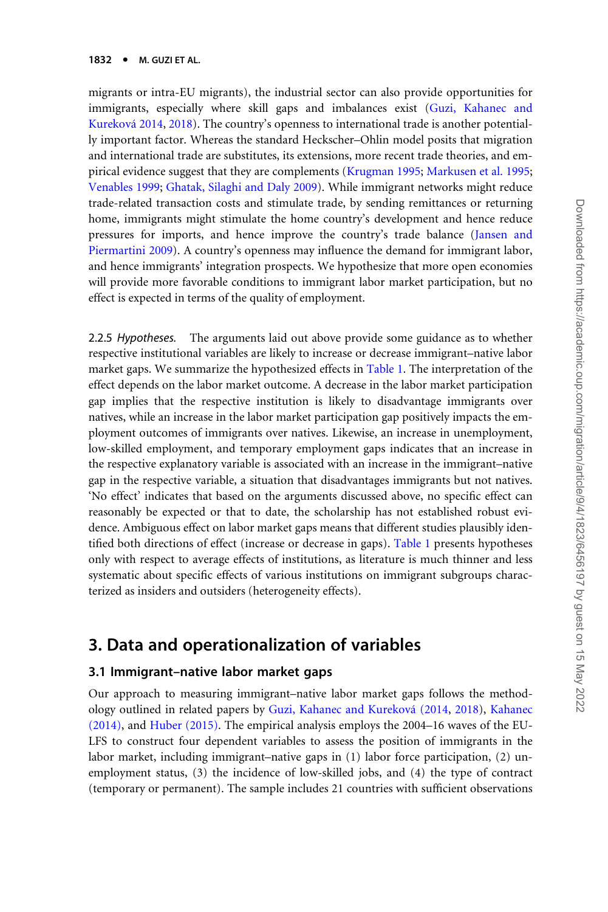migrants or intra-EU migrants), the industrial sector can also provide opportunities for immigrants, especially where skill gaps and imbalances exist (Guzi, Kahanec and Kureková 2014, 2018). The country's openness to international trade is another potentially important factor. Whereas the standard Heckscher–Ohlin model posits that migration and international trade are substitutes, its extensions, more recent trade theories, and empirical evidence suggest that they are complements (Krugman 1995; Markusen et al. 1995; Venables 1999; Ghatak, Silaghi and Daly 2009). While immigrant networks might reduce trade-related transaction costs and stimulate trade, by sending remittances or returning home, immigrants might stimulate the home country's development and hence reduce pressures for imports, and hence improve the country's trade balance (Jansen and Piermartini 2009). A country's openness may influence the demand for immigrant labor, and hence immigrants' integration prospects. We hypothesize that more open economies will provide more favorable conditions to immigrant labor market participation, but no effect is expected in terms of the quality of employment.

2.2.5 *Hypotheses.* The arguments laid out above provide some guidance as to whether respective institutional variables are likely to increase or decrease immigrant–native labor market gaps. We summarize the hypothesized effects in Table 1. The interpretation of the effect depends on the labor market outcome. A decrease in the labor market participation gap implies that the respective institution is likely to disadvantage immigrants over natives, while an increase in the labor market participation gap positively impacts the employment outcomes of immigrants over natives. Likewise, an increase in unemployment, low-skilled employment, and temporary employment gaps indicates that an increase in the respective explanatory variable is associated with an increase in the immigrant–native gap in the respective variable, a situation that disadvantages immigrants but not natives. 'No effect' indicates that based on the arguments discussed above, no specific effect can reasonably be expected or that to date, the scholarship has not established robust evidence. Ambiguous effect on labor market gaps means that different studies plausibly identified both directions of effect (increase or decrease in gaps). Table 1 presents hypotheses only with respect to average effects of institutions, as literature is much thinner and less systematic about specific effects of various institutions on immigrant subgroups characterized as insiders and outsiders (heterogeneity effects).

## 3. Data and operationalization of variables

### 3.1 Immigrant–native labor market gaps

Our approach to measuring immigrant–native labor market gaps follows the methodology outlined in related papers by Guzi, Kahanec and Kureková (2014, 2018), Kahanec (2014), and Huber (2015). The empirical analysis employs the 2004–16 waves of the EU-LFS to construct four dependent variables to assess the position of immigrants in the labor market, including immigrant–native gaps in (1) labor force participation, (2) unemployment status, (3) the incidence of low-skilled jobs, and (4) the type of contract (temporary or permanent). The sample includes 21 countries with sufficient observations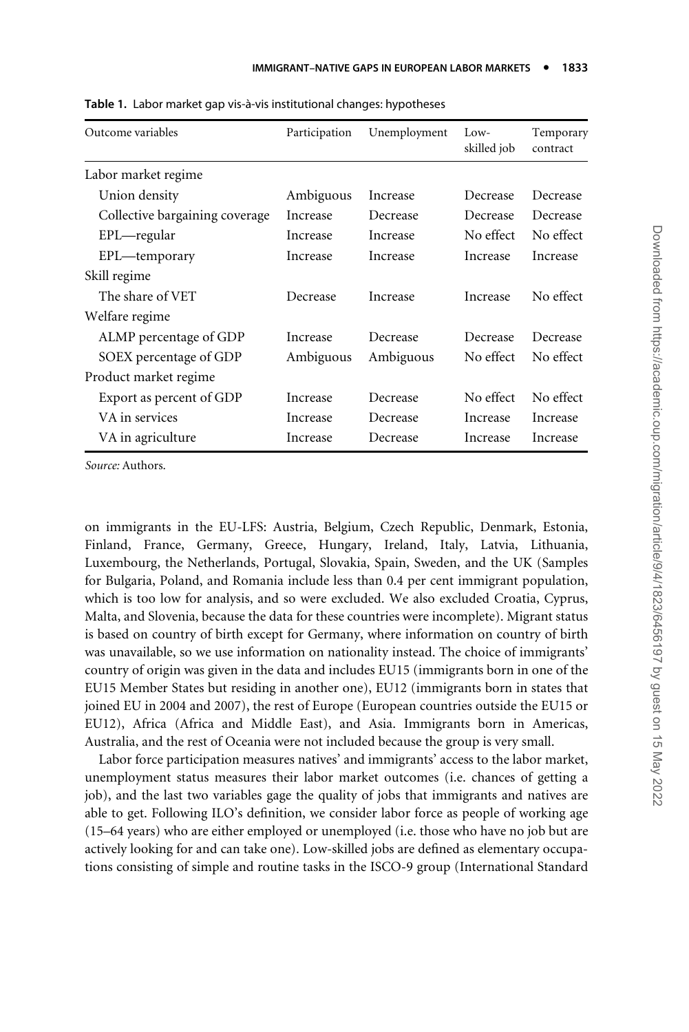**Table 1.** Labor market gap vis-à-vis institutional changes: hypotheses

| Outcome variables | Participation | Unemployment | Low-skilled job | Temporary contract |
|---|---|---|---|---|
| Labor market regime | | | | |
| Union density | Ambiguous | Increase | Decrease | Decrease |
| Collective bargaining coverage | Increase | Decrease | Decrease | Decrease |
| EPL—regular | Increase | Increase | No effect | No effect |
| EPL—temporary | Increase | Increase | Increase | Increase |
| Skill regime | | | | |
| The share of VET | Decrease | Increase | Increase | No effect |
| Welfare regime | | | | |
| ALMP percentage of GDP | Increase | Decrease | Decrease | Decrease |
| SOEX percentage of GDP | Ambiguous | Ambiguous | No effect | No effect |
| Product market regime | | | | |
| Export as percent of GDP | Increase | Decrease | No effect | No effect |
| VA in services | Increase | Decrease | Increase | Increase |
| VA in agriculture | Increase | Decrease | Increase | Increase |

*Source:* Authors.

on immigrants in the EU-LFS: Austria, Belgium, Czech Republic, Denmark, Estonia, Finland, France, Germany, Greece, Hungary, Ireland, Italy, Latvia, Lithuania, Luxembourg, the Netherlands, Portugal, Slovakia, Spain, Sweden, and the UK (Samples for Bulgaria, Poland, and Romania include less than 0.4 per cent immigrant population, which is too low for analysis, and so were excluded. We also excluded Croatia, Cyprus, Malta, and Slovenia, because the data for these countries were incomplete). Migrant status is based on country of birth except for Germany, where information on country of birth was unavailable, so we use information on nationality instead. The choice of immigrants' country of origin was given in the data and includes EU15 (immigrants born in one of the EU15 Member States but residing in another one), EU12 (immigrants born in states that joined EU in 2004 and 2007), the rest of Europe (European countries outside the EU15 or EU12), Africa (Africa and Middle East), and Asia. Immigrants born in Americas, Australia, and the rest of Oceania were not included because the group is very small.

Labor force participation measures natives' and immigrants' access to the labor market, unemployment status measures their labor market outcomes (i.e. chances of getting a job), and the last two variables gage the quality of jobs that immigrants and natives are able to get. Following ILO's definition, we consider labor force as people of working age (15–64 years) who are either employed or unemployed (i.e. those who have no job but are actively looking for and can take one). Low-skilled jobs are defined as elementary occupations consisting of simple and routine tasks in the ISCO-9 group (International Standard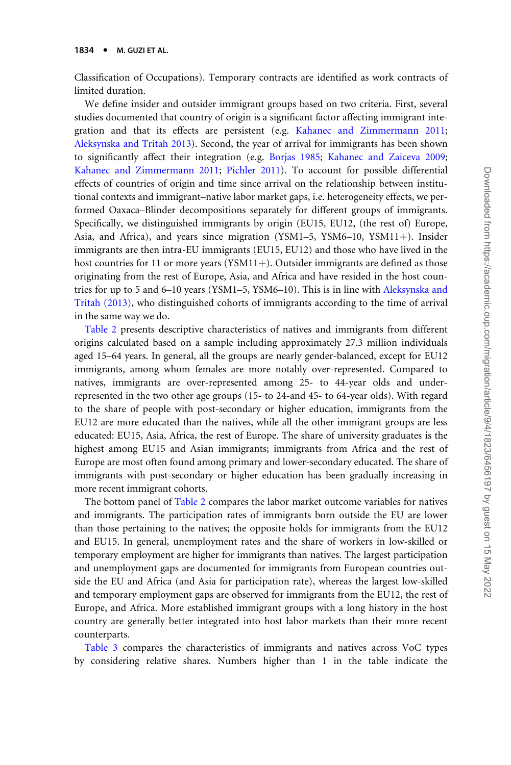Classification of Occupations). Temporary contracts are identified as work contracts of limited duration.

We define insider and outsider immigrant groups based on two criteria. First, several studies documented that country of origin is a significant factor affecting immigrant integration and that its effects are persistent (e.g. Kahanec and Zimmermann 2011; Aleksynska and Tritah 2013). Second, the year of arrival for immigrants has been shown to significantly affect their integration (e.g. Borjas 1985; Kahanec and Zaiceva 2009; Kahanec and Zimmermann 2011; Pichler 2011). To account for possible differential effects of countries of origin and time since arrival on the relationship between institutional contexts and immigrant–native labor market gaps, i.e. heterogeneity effects, we performed Oaxaca–Blinder decompositions separately for different groups of immigrants. Specifically, we distinguished immigrants by origin (EU15, EU12, (the rest of) Europe, Asia, and Africa), and years since migration (YSM1–5, YSM6–10, YSM11+). Insider immigrants are then intra-EU immigrants (EU15, EU12) and those who have lived in the host countries for 11 or more years (YSM11+). Outsider immigrants are defined as those originating from the rest of Europe, Asia, and Africa and have resided in the host countries for up to 5 and 6–10 years (YSM1–5, YSM6–10). This is in line with Aleksynska and Tritah (2013), who distinguished cohorts of immigrants according to the time of arrival in the same way we do.

Table 2 presents descriptive characteristics of natives and immigrants from different origins calculated based on a sample including approximately 27.3 million individuals aged 15–64 years. In general, all the groups are nearly gender-balanced, except for EU12 immigrants, among whom females are more notably over-represented. Compared to natives, immigrants are over-represented among 25- to 44-year olds and under-represented in the two other age groups (15- to 24-and 45- to 64-year olds). With regard to the share of people with post-secondary or higher education, immigrants from the EU12 are more educated than the natives, while all the other immigrant groups are less educated: EU15, Asia, Africa, the rest of Europe. The share of university graduates is the highest among EU15 and Asian immigrants; immigrants from Africa and the rest of Europe are most often found among primary and lower-secondary educated. The share of immigrants with post-secondary or higher education has been gradually increasing in more recent immigrant cohorts.

The bottom panel of Table 2 compares the labor market outcome variables for natives and immigrants. The participation rates of immigrants born outside the EU are lower than those pertaining to the natives; the opposite holds for immigrants from the EU12 and EU15. In general, unemployment rates and the share of workers in low-skilled or temporary employment are higher for immigrants than natives. The largest participation and unemployment gaps are documented for immigrants from European countries outside the EU and Africa (and Asia for participation rate), whereas the largest low-skilled and temporary employment gaps are observed for immigrants from the EU12, the rest of Europe, and Africa. More established immigrant groups with a long history in the host country are generally better integrated into host labor markets than their more recent counterparts.

Table 3 compares the characteristics of immigrants and natives across VoC types by considering relative shares. Numbers higher than 1 in the table indicate the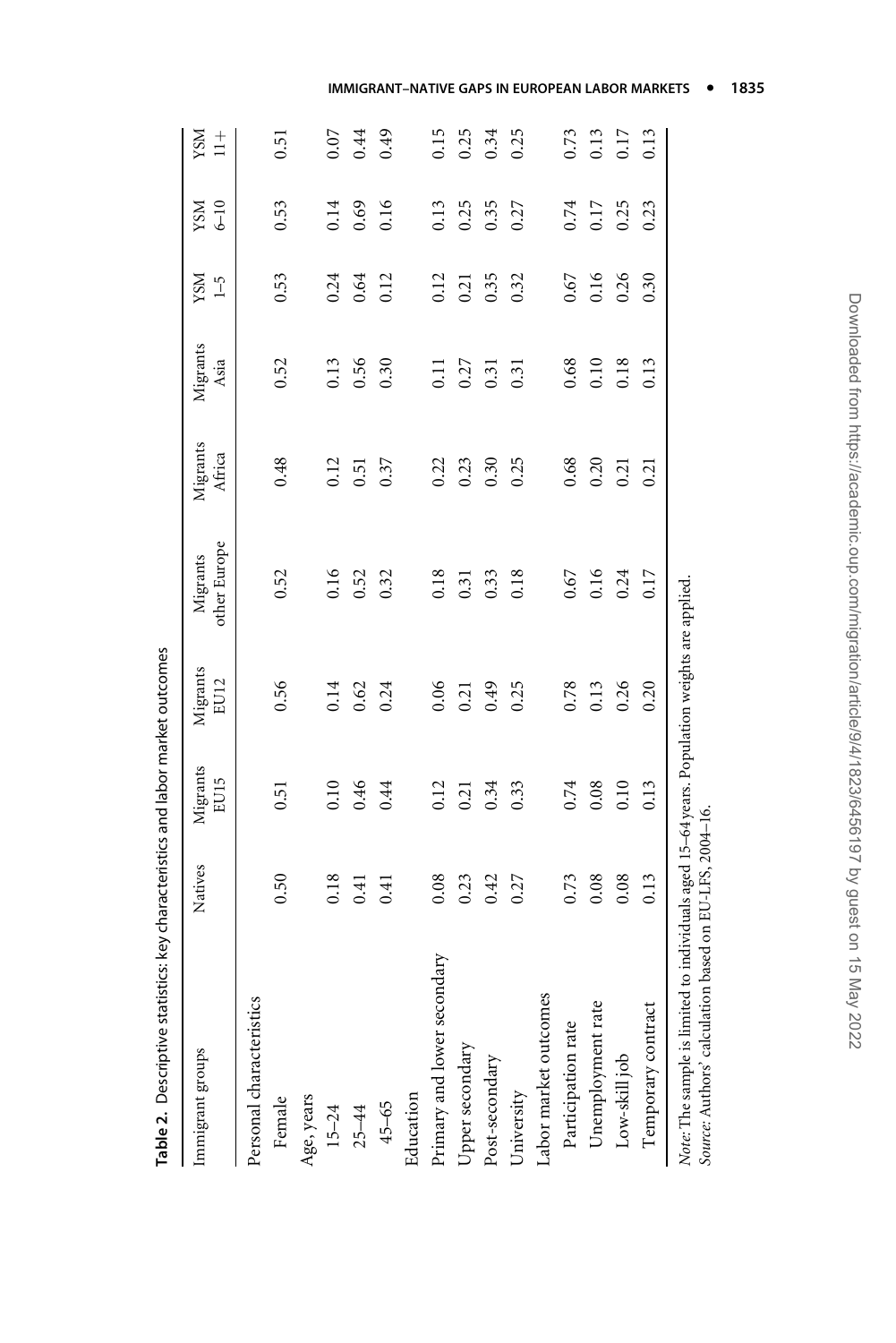**Table 2.** Descriptive statistics: key characteristics and labor market outcomes

| Immigrant groups | Natives | Migrants EU15 | Migrants EU12 | Migrants other Europe | Migrants Africa | Migrants Asia | YSM 1–5 | YSM 6–10 | YSM 11+ |
|---|---|---|---|---|---|---|---|---|---|
| Personal characteristics | | | | | | | | | |
| Female | 0.50 | 0.51 | 0.56 | 0.52 | 0.48 | 0.52 | 0.53 | 0.53 | 0.51 |
| Age, years | | | | | | | | | |
| 15–24 | 0.18 | 0.10 | 0.14 | 0.16 | 0.12 | 0.13 | 0.24 | 0.14 | 0.07 |
| 25–44 | 0.41 | 0.46 | 0.62 | 0.52 | 0.51 | 0.56 | 0.64 | 0.69 | 0.44 |
| 45–65 | 0.41 | 0.44 | 0.24 | 0.32 | 0.37 | 0.30 | 0.12 | 0.16 | 0.49 |
| Education | | | | | | | | | |
| Primary and lower secondary | 0.08 | 0.12 | 0.06 | 0.18 | 0.22 | 0.11 | 0.12 | 0.13 | 0.15 |
| Upper secondary | 0.23 | 0.21 | 0.21 | 0.31 | 0.23 | 0.27 | 0.21 | 0.25 | 0.25 |
| Post-secondary | 0.42 | 0.34 | 0.49 | 0.33 | 0.30 | 0.31 | 0.35 | 0.35 | 0.34 |
| University | 0.27 | 0.33 | 0.25 | 0.18 | 0.25 | 0.31 | 0.32 | 0.27 | 0.25 |
| Labor market outcomes | | | | | | | | | |
| Participation rate | 0.73 | 0.74 | 0.78 | 0.67 | 0.68 | 0.68 | 0.67 | 0.74 | 0.73 |
| Unemployment rate | 0.08 | 0.08 | 0.13 | 0.16 | 0.20 | 0.10 | 0.16 | 0.17 | 0.13 |
| Low-skill job | 0.08 | 0.10 | 0.26 | 0.24 | 0.21 | 0.18 | 0.26 | 0.25 | 0.17 |
| Temporary contract | 0.13 | 0.13 | 0.20 | 0.17 | 0.21 | 0.13 | 0.30 | 0.23 | 0.13 |

*Note:* The sample is limited to individuals aged 15–64 years. Population weights are applied.
*Source:* Authors' calculation based on EU-LFS, 2004–16.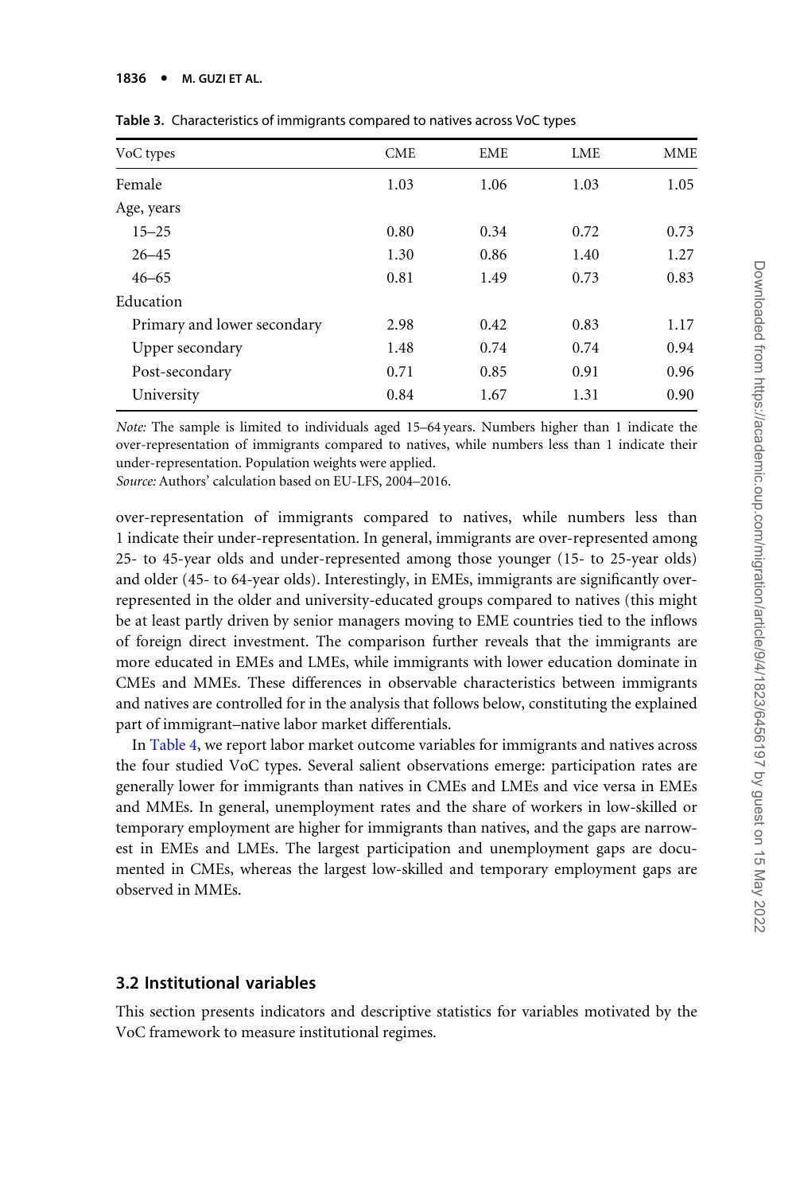**Table 3.** Characteristics of immigrants compared to natives across VoC types

| VoC types | CME | EME | LME | MME |
|---|---|---|---|---|
| Female | 1.03 | 1.06 | 1.03 | 1.05 |
| Age, years | | | | |
| 15–25 | 0.80 | 0.34 | 0.72 | 0.73 |
| 26–45 | 1.30 | 0.86 | 1.40 | 1.27 |
| 46–65 | 0.81 | 1.49 | 0.73 | 0.83 |
| Education | | | | |
| Primary and lower secondary | 2.98 | 0.42 | 0.83 | 1.17 |
| Upper secondary | 1.48 | 0.74 | 0.74 | 0.94 |
| Post-secondary | 0.71 | 0.85 | 0.91 | 0.96 |
| University | 0.84 | 1.67 | 1.31 | 0.90 |

*Note:* The sample is limited to individuals aged 15–64 years. Numbers higher than 1 indicate the over-representation of immigrants compared to natives, while numbers less than 1 indicate their under-representation. Population weights were applied.
*Source:* Authors' calculation based on EU-LFS, 2004–2016.

over-representation of immigrants compared to natives, while numbers less than 1 indicate their under-representation. In general, immigrants are over-represented among 25- to 45-year olds and under-represented among those younger (15- to 25-year olds) and older (45- to 64-year olds). Interestingly, in EMEs, immigrants are significantly over-represented in the older and university-educated groups compared to natives (this might be at least partly driven by senior managers moving to EME countries tied to the inflows of foreign direct investment. The comparison further reveals that the immigrants are more educated in EMEs and LMEs, while immigrants with lower education dominate in CMEs and MMEs. These differences in observable characteristics between immigrants and natives are controlled for in the analysis that follows below, constituting the explained part of immigrant–native labor market differentials.

In Table 4, we report labor market outcome variables for immigrants and natives across the four studied VoC types. Several salient observations emerge: participation rates are generally lower for immigrants than natives in CMEs and LMEs and vice versa in EMEs and MMEs. In general, unemployment rates and the share of workers in low-skilled or temporary employment are higher for immigrants than natives, and the gaps are narrowest in EMEs and LMEs. The largest participation and unemployment gaps are documented in CMEs, whereas the largest low-skilled and temporary employment gaps are observed in MMEs.

### 3.2 Institutional variables

This section presents indicators and descriptive statistics for variables motivated by the VoC framework to measure institutional regimes.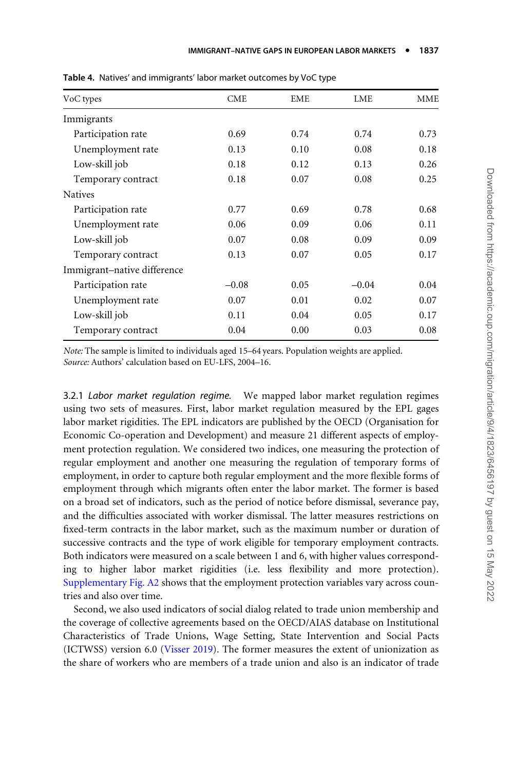**Table 4.** Natives' and immigrants' labor market outcomes by VoC type

| VoC types | CME | EME | LME | MME |
|---|---|---|---|---|
| Immigrants | | | | |
| Participation rate | 0.69 | 0.74 | 0.74 | 0.73 |
| Unemployment rate | 0.13 | 0.10 | 0.08 | 0.18 |
| Low-skill job | 0.18 | 0.12 | 0.13 | 0.26 |
| Temporary contract | 0.18 | 0.07 | 0.08 | 0.25 |
| Natives | | | | |
| Participation rate | 0.77 | 0.69 | 0.78 | 0.68 |
| Unemployment rate | 0.06 | 0.09 | 0.06 | 0.11 |
| Low-skill job | 0.07 | 0.08 | 0.09 | 0.09 |
| Temporary contract | 0.13 | 0.07 | 0.05 | 0.17 |
| Immigrant–native difference | | | | |
| Participation rate | –0.08 | 0.05 | –0.04 | 0.04 |
| Unemployment rate | 0.07 | 0.01 | 0.02 | 0.07 |
| Low-skill job | 0.11 | 0.04 | 0.05 | 0.17 |
| Temporary contract | 0.04 | 0.00 | 0.03 | 0.08 |

*Note:* The sample is limited to individuals aged 15–64 years. Population weights are applied.
*Source:* Authors' calculation based on EU-LFS, 2004–16.

#### 3.2.1 *Labor market regulation regime.*

We mapped labor market regulation regimes using two sets of measures. First, labor market regulation measured by the EPL gages labor market rigidities. The EPL indicators are published by the OECD (Organisation for Economic Co-operation and Development) and measure 21 different aspects of employment protection regulation. We considered two indices, one measuring the protection of regular employment and another one measuring the regulation of temporary forms of employment, in order to capture both regular employment and the more flexible forms of employment through which migrants often enter the labor market. The former is based on a broad set of indicators, such as the period of notice before dismissal, severance pay, and the difficulties associated with worker dismissal. The latter measures restrictions on fixed-term contracts in the labor market, such as the maximum number or duration of successive contracts and the type of work eligible for temporary employment contracts. Both indicators were measured on a scale between 1 and 6, with higher values corresponding to higher labor market rigidities (i.e. less flexibility and more protection). Supplementary Fig. A2 shows that the employment protection variables vary across countries and also over time.

Second, we also used indicators of social dialog related to trade union membership and the coverage of collective agreements based on the OECD/AIAS database on Institutional Characteristics of Trade Unions, Wage Setting, State Intervention and Social Pacts (ICTWSS) version 6.0 (Visser 2019). The former measures the extent of unionization as the share of workers who are members of a trade union and also is an indicator of trade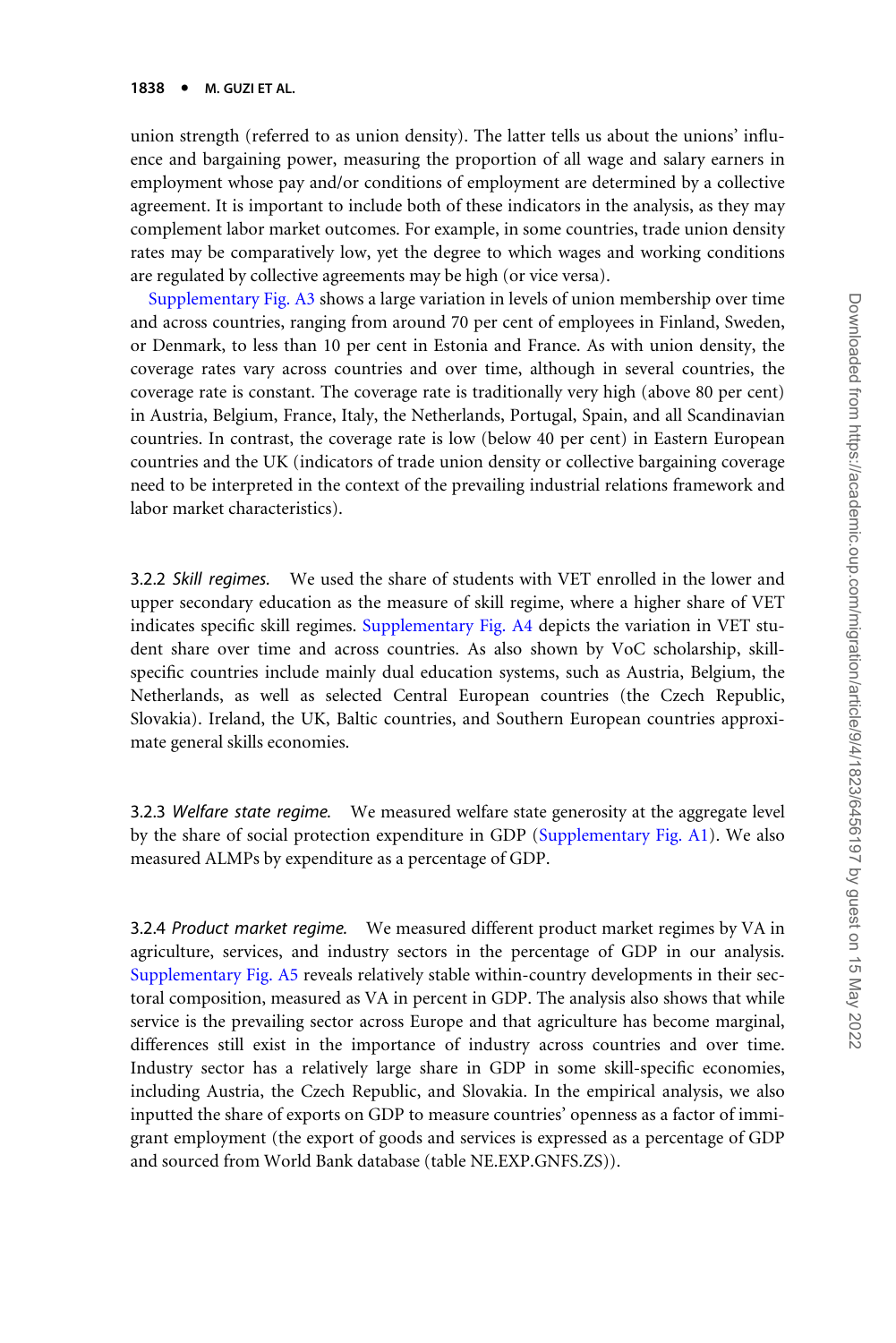union strength (referred to as union density). The latter tells us about the unions' influence and bargaining power, measuring the proportion of all wage and salary earners in employment whose pay and/or conditions of employment are determined by a collective agreement. It is important to include both of these indicators in the analysis, as they may complement labor market outcomes. For example, in some countries, trade union density rates may be comparatively low, yet the degree to which wages and working conditions are regulated by collective agreements may be high (or vice versa).

Supplementary Fig. A3 shows a large variation in levels of union membership over time and across countries, ranging from around 70 per cent of employees in Finland, Sweden, or Denmark, to less than 10 per cent in Estonia and France. As with union density, the coverage rates vary across countries and over time, although in several countries, the coverage rate is constant. The coverage rate is traditionally very high (above 80 per cent) in Austria, Belgium, France, Italy, the Netherlands, Portugal, Spain, and all Scandinavian countries. In contrast, the coverage rate is low (below 40 per cent) in Eastern European countries and the UK (indicators of trade union density or collective bargaining coverage need to be interpreted in the context of the prevailing industrial relations framework and labor market characteristics).

3.2.2 *Skill regimes.* We used the share of students with VET enrolled in the lower and upper secondary education as the measure of skill regime, where a higher share of VET indicates specific skill regimes. Supplementary Fig. A4 depicts the variation in VET student share over time and across countries. As also shown by VoC scholarship, skill-specific countries include mainly dual education systems, such as Austria, Belgium, the Netherlands, as well as selected Central European countries (the Czech Republic, Slovakia). Ireland, the UK, Baltic countries, and Southern European countries approximate general skills economies.

3.2.3 *Welfare state regime.* We measured welfare state generosity at the aggregate level by the share of social protection expenditure in GDP (Supplementary Fig. A1). We also measured ALMPs by expenditure as a percentage of GDP.

3.2.4 *Product market regime.* We measured different product market regimes by VA in agriculture, services, and industry sectors in the percentage of GDP in our analysis. Supplementary Fig. A5 reveals relatively stable within-country developments in their sectoral composition, measured as VA in percent in GDP. The analysis also shows that while service is the prevailing sector across Europe and that agriculture has become marginal, differences still exist in the importance of industry across countries and over time. Industry sector has a relatively large share in GDP in some skill-specific economies, including Austria, the Czech Republic, and Slovakia. In the empirical analysis, we also inputted the share of exports on GDP to measure countries' openness as a factor of immigrant employment (the export of goods and services is expressed as a percentage of GDP and sourced from World Bank database (table NE.EXP.GNFS.ZS)).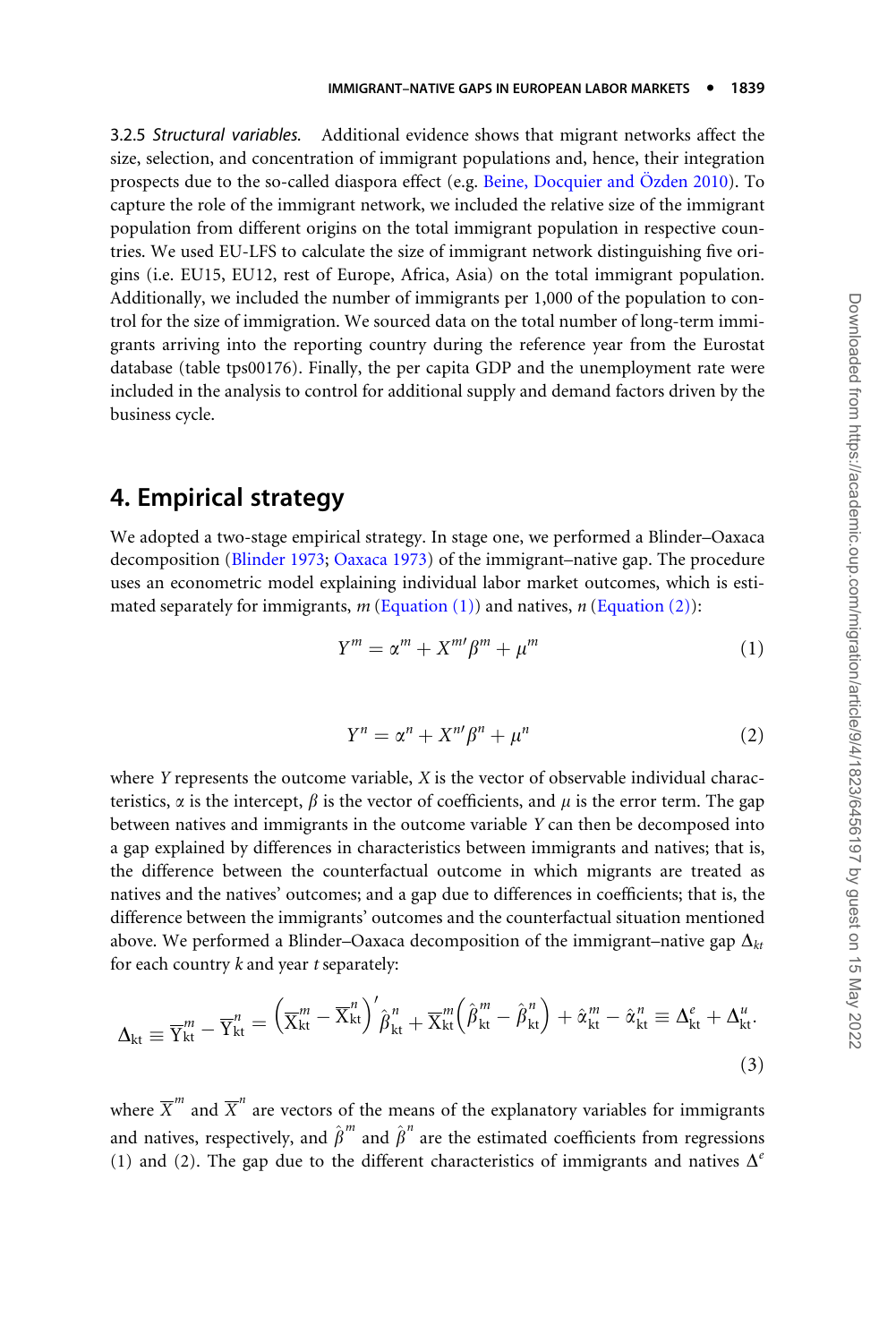3.2.5 *Structural variables.* Additional evidence shows that migrant networks affect the size, selection, and concentration of immigrant populations and, hence, their integration prospects due to the so-called diaspora effect (e.g. Beine, Docquier and Özden 2010). To capture the role of the immigrant network, we included the relative size of the immigrant population from different origins on the total immigrant population in respective countries. We used EU-LFS to calculate the size of immigrant network distinguishing five origins (i.e. EU15, EU12, rest of Europe, Africa, Asia) on the total immigrant population. Additionally, we included the number of immigrants per 1,000 of the population to control for the size of immigration. We sourced data on the total number of long-term immigrants arriving into the reporting country during the reference year from the Eurostat database (table tps00176). Finally, the per capita GDP and the unemployment rate were included in the analysis to control for additional supply and demand factors driven by the business cycle.

## 4. Empirical strategy

We adopted a two-stage empirical strategy. In stage one, we performed a Blinder–Oaxaca decomposition (Blinder 1973; Oaxaca 1973) of the immigrant–native gap. The procedure uses an econometric model explaining individual labor market outcomes, which is estimated separately for immigrants, $m$ (Equation (1)) and natives, $n$ (Equation (2)):

$$Y^m = \alpha^m + X^{m\prime}\beta^m + \mu^m \tag{1}$$

$$Y^n = \alpha^n + X^{n\prime}\beta^n + \mu^n \tag{2}$$

where $Y$ represents the outcome variable, $X$ is the vector of observable individual characteristics, $\alpha$ is the intercept, $\beta$ is the vector of coefficients, and $\mu$ is the error term. The gap between natives and immigrants in the outcome variable $Y$ can then be decomposed into a gap explained by differences in characteristics between immigrants and natives; that is, the difference between the counterfactual outcome in which migrants are treated as natives and the natives' outcomes; and a gap due to differences in coefficients; that is, the difference between the immigrants' outcomes and the counterfactual situation mentioned above. We performed a Blinder–Oaxaca decomposition of the immigrant–native gap $\Delta_{kt}$ for each country $k$ and year $t$ separately:

$$\Delta_{kt} \equiv \overline{Y}^m_{kt} - \overline{Y}^n_{kt} = \left(\overline{X}^m_{kt} - \overline{X}^n_{kt}\right)^{\prime}\hat{\beta}^n_{kt} + \overline{X}^m_{kt}\left(\hat{\beta}^m_{kt} - \hat{\beta}^n_{kt}\right) + \hat{\alpha}^m_{kt} - \hat{\alpha}^n_{kt} \equiv \Delta^e_{kt} + \Delta^u_{kt}. \tag{3}$$

where $\overline{X}^m$ and $\overline{X}^n$ are vectors of the means of the explanatory variables for immigrants and natives, respectively, and $\hat{\beta}^m$ and $\hat{\beta}^n$ are the estimated coefficients from regressions (1) and (2). The gap due to the different characteristics of immigrants and natives $\Delta^e$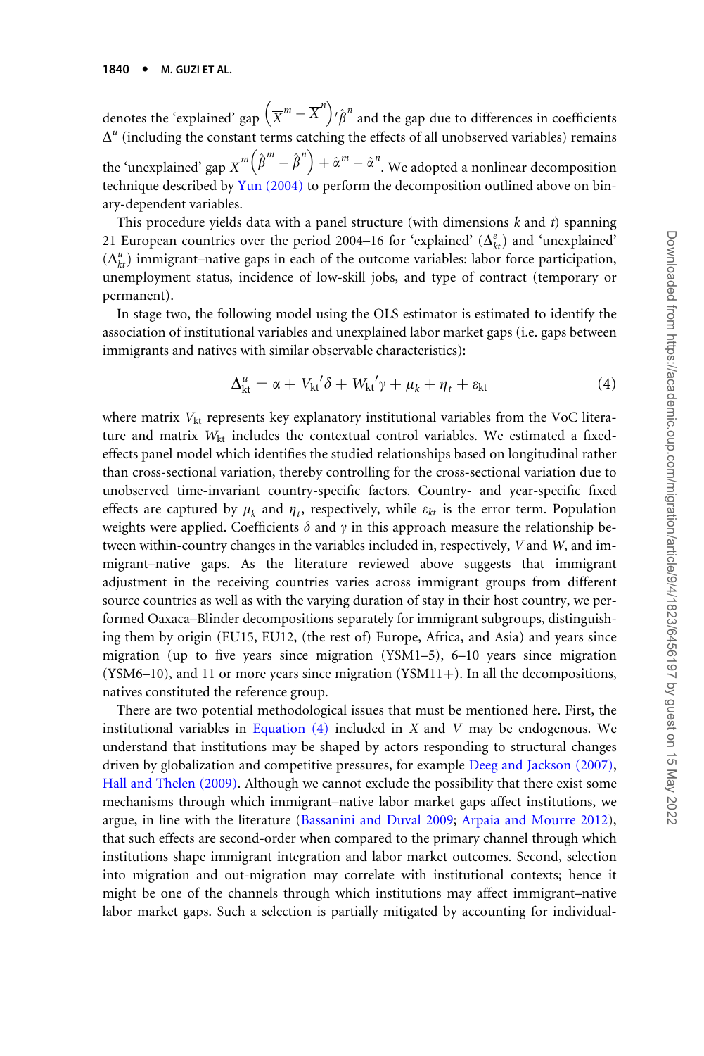denotes the 'explained' gap $\left(\overline{X}^m - \overline{X}^n\right)'\hat{\beta}^n$ and the gap due to differences in coefficients $\Delta^u$ (including the constant terms catching the effects of all unobserved variables) remains the 'unexplained' gap $\overline{X}^m\left(\hat{\beta}^m - \hat{\beta}^n\right) + \hat{\alpha}^m - \hat{\alpha}^n$. We adopted a nonlinear decomposition technique described by Yun (2004) to perform the decomposition outlined above on binary-dependent variables.

This procedure yields data with a panel structure (with dimensions $k$ and $t$) spanning 21 European countries over the period 2004–16 for 'explained' ($\Delta^e_{kt}$) and 'unexplained' ($\Delta^u_{kt}$) immigrant–native gaps in each of the outcome variables: labor force participation, unemployment status, incidence of low-skill jobs, and type of contract (temporary or permanent).

In stage two, the following model using the OLS estimator is estimated to identify the association of institutional variables and unexplained labor market gaps (i.e. gaps between immigrants and natives with similar observable characteristics):

$$\Delta^u_{kt} = \alpha + V_{kt}{}'\delta + W_{kt}{}'\gamma + \mu_k + \eta_t + \varepsilon_{kt} \tag{4}$$

where matrix $V_{kt}$ represents key explanatory institutional variables from the VoC literature and matrix $W_{kt}$ includes the contextual control variables. We estimated a fixed-effects panel model which identifies the studied relationships based on longitudinal rather than cross-sectional variation, thereby controlling for the cross-sectional variation due to unobserved time-invariant country-specific factors. Country- and year-specific fixed effects are captured by $\mu_k$ and $\eta_t$, respectively, while $\varepsilon_{kt}$ is the error term. Population weights were applied. Coefficients $\delta$ and $\gamma$ in this approach measure the relationship between within-country changes in the variables included in, respectively, $V$ and $W$, and immigrant–native gaps. As the literature reviewed above suggests that immigrant adjustment in the receiving countries varies across immigrant groups from different source countries as well as with the varying duration of stay in their host country, we performed Oaxaca–Blinder decompositions separately for immigrant subgroups, distinguishing them by origin (EU15, EU12, (the rest of) Europe, Africa, and Asia) and years since migration (up to five years since migration (YSM1–5), 6–10 years since migration (YSM6–10), and 11 or more years since migration (YSM11+). In all the decompositions, natives constituted the reference group.

There are two potential methodological issues that must be mentioned here. First, the institutional variables in Equation (4) included in $X$ and $V$ may be endogenous. We understand that institutions may be shaped by actors responding to structural changes driven by globalization and competitive pressures, for example Deeg and Jackson (2007), Hall and Thelen (2009). Although we cannot exclude the possibility that there exist some mechanisms through which immigrant–native labor market gaps affect institutions, we argue, in line with the literature (Bassanini and Duval 2009; Arpaia and Mourre 2012), that such effects are second-order when compared to the primary channel through which institutions shape immigrant integration and labor market outcomes. Second, selection into migration and out-migration may correlate with institutional contexts; hence it might be one of the channels through which institutions may affect immigrant–native labor market gaps. Such a selection is partially mitigated by accounting for individual-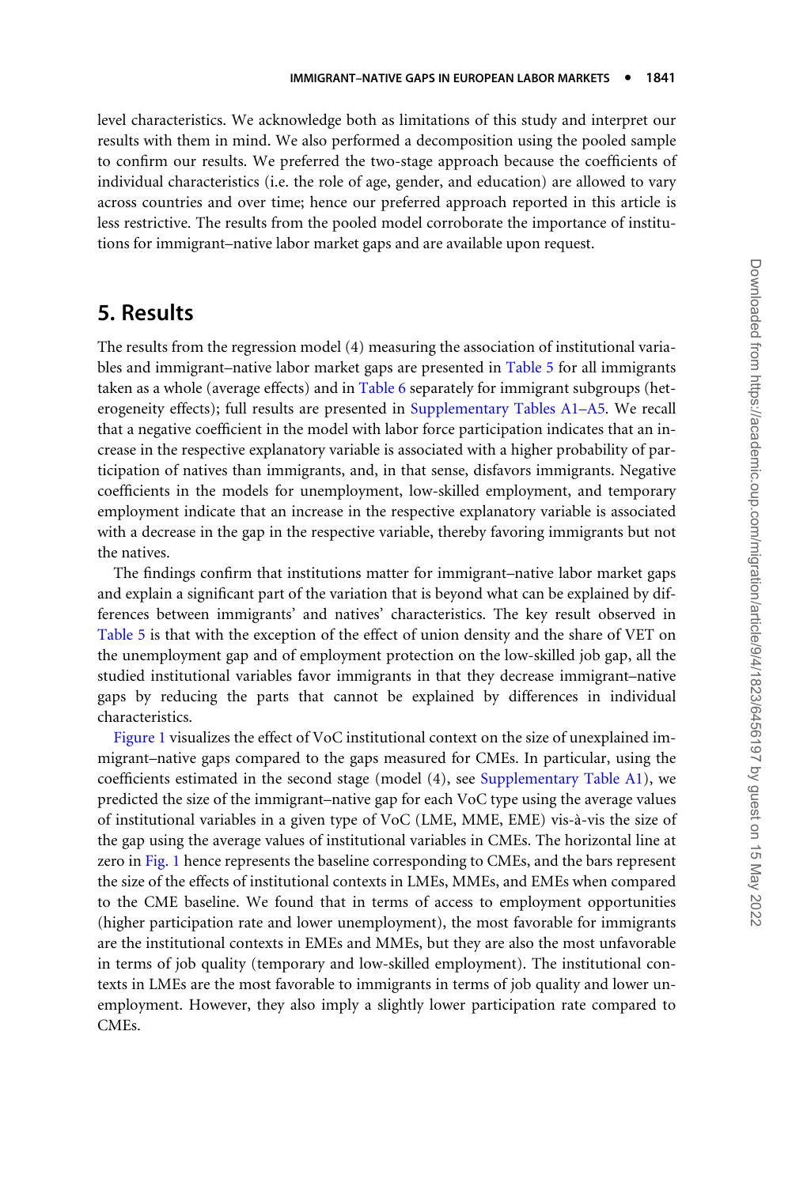level characteristics. We acknowledge both as limitations of this study and interpret our results with them in mind. We also performed a decomposition using the pooled sample to confirm our results. We preferred the two-stage approach because the coefficients of individual characteristics (i.e. the role of age, gender, and education) are allowed to vary across countries and over time; hence our preferred approach reported in this article is less restrictive. The results from the pooled model corroborate the importance of institutions for immigrant–native labor market gaps and are available upon request.

## 5. Results

The results from the regression model (4) measuring the association of institutional variables and immigrant–native labor market gaps are presented in Table 5 for all immigrants taken as a whole (average effects) and in Table 6 separately for immigrant subgroups (heterogeneity effects); full results are presented in Supplementary Tables A1–A5. We recall that a negative coefficient in the model with labor force participation indicates that an increase in the respective explanatory variable is associated with a higher probability of participation of natives than immigrants, and, in that sense, disfavors immigrants. Negative coefficients in the models for unemployment, low-skilled employment, and temporary employment indicate that an increase in the respective explanatory variable is associated with a decrease in the gap in the respective variable, thereby favoring immigrants but not the natives.

The findings confirm that institutions matter for immigrant–native labor market gaps and explain a significant part of the variation that is beyond what can be explained by differences between immigrants' and natives' characteristics. The key result observed in Table 5 is that with the exception of the effect of union density and the share of VET on the unemployment gap and of employment protection on the low-skilled job gap, all the studied institutional variables favor immigrants in that they decrease immigrant–native gaps by reducing the parts that cannot be explained by differences in individual characteristics.

Figure 1 visualizes the effect of VoC institutional context on the size of unexplained immigrant–native gaps compared to the gaps measured for CMEs. In particular, using the coefficients estimated in the second stage (model (4), see Supplementary Table A1), we predicted the size of the immigrant–native gap for each VoC type using the average values of institutional variables in a given type of VoC (LME, MME, EME) vis-à-vis the size of the gap using the average values of institutional variables in CMEs. The horizontal line at zero in Fig. 1 hence represents the baseline corresponding to CMEs, and the bars represent the size of the effects of institutional contexts in LMEs, MMEs, and EMEs when compared to the CME baseline. We found that in terms of access to employment opportunities (higher participation rate and lower unemployment), the most favorable for immigrants are the institutional contexts in EMEs and MMEs, but they are also the most unfavorable in terms of job quality (temporary and low-skilled employment). The institutional contexts in LMEs are the most favorable to immigrants in terms of job quality and lower unemployment. However, they also imply a slightly lower participation rate compared to CMEs.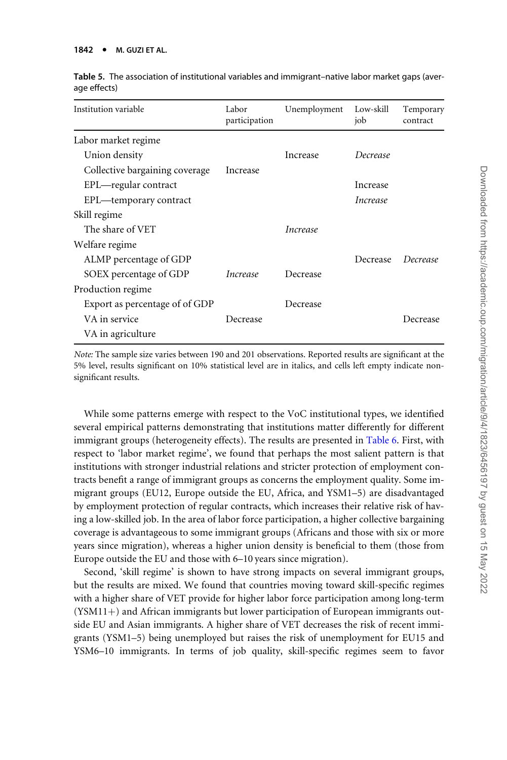**Table 5.** The association of institutional variables and immigrant–native labor market gaps (average effects)

| Institution variable | Labor participation | Unemployment | Low-skill job | Temporary contract |
|---|---|---|---|---|
| Labor market regime | | | | |
| Union density | | Increase | *Decrease* | |
| Collective bargaining coverage | Increase | | | |
| EPL—regular contract | | | Increase | |
| EPL—temporary contract | | | *Increase* | |
| Skill regime | | | | |
| The share of VET | | *Increase* | | |
| Welfare regime | | | | |
| ALMP percentage of GDP | | | Decrease | *Decrease* |
| SOEX percentage of GDP | *Increase* | Decrease | | |
| Production regime | | | | |
| Export as percentage of of GDP | | Decrease | | |
| VA in service | Decrease | | | Decrease |
| VA in agriculture | | | | |

*Note:* The sample size varies between 190 and 201 observations. Reported results are significant at the 5% level, results significant on 10% statistical level are in italics, and cells left empty indicate non-significant results.

While some patterns emerge with respect to the VoC institutional types, we identified several empirical patterns demonstrating that institutions matter differently for different immigrant groups (heterogeneity effects). The results are presented in Table 6. First, with respect to 'labor market regime', we found that perhaps the most salient pattern is that institutions with stronger industrial relations and stricter protection of employment contracts benefit a range of immigrant groups as concerns the employment quality. Some immigrant groups (EU12, Europe outside the EU, Africa, and YSM1–5) are disadvantaged by employment protection of regular contracts, which increases their relative risk of having a low-skilled job. In the area of labor force participation, a higher collective bargaining coverage is advantageous to some immigrant groups (Africans and those with six or more years since migration), whereas a higher union density is beneficial to them (those from Europe outside the EU and those with 6–10 years since migration).

Second, 'skill regime' is shown to have strong impacts on several immigrant groups, but the results are mixed. We found that countries moving toward skill-specific regimes with a higher share of VET provide for higher labor force participation among long-term (YSM11+) and African immigrants but lower participation of European immigrants outside EU and Asian immigrants. A higher share of VET decreases the risk of recent immigrants (YSM1–5) being unemployed but raises the risk of unemployment for EU15 and YSM6–10 immigrants. In terms of job quality, skill-specific regimes seem to favor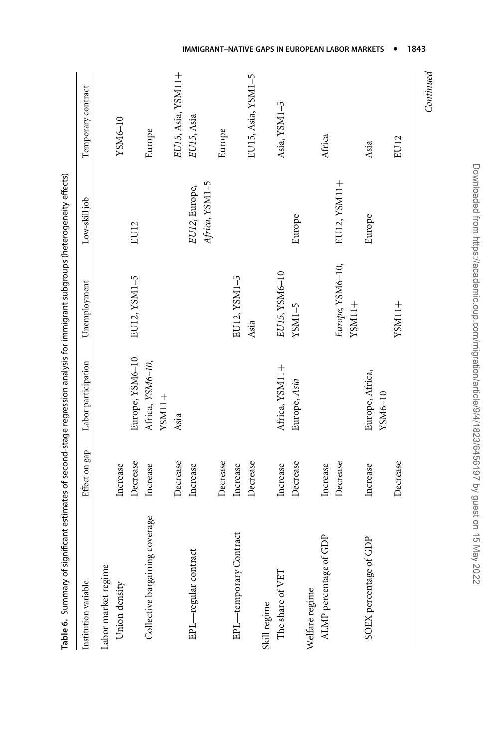**Table 6.** Summary of significant estimates of second-stage regression analysis for immigrant subgroups (heterogeneity effects)

| Institution variable | Effect on gap | Labor participation | Unemployment | Low-skill job | Temporary contract |
|---|---|---|---|---|---|
| Labor market regime | | | | | |
| Union density | Increase | | | | YSM6–10 |
| | Decrease | Europe, YSM6–10 | EU12, YSM1–5 | EU12 | |
| Collective bargaining coverage | Increase | Africa, *YSM6–10*, YSM11+ | | | Europe |
| | Decrease | Asia | | | *EU15*, Asia, YSM11+ |
| EPL—regular contract | Increase | | | *EU12*, Europe, *Africa*, YSM1–5 | *EU15*, Asia |
| | Decrease | | | | Europe |
| EPL—temporary Contract | Increase | | EU12, YSM1–5 | | |
| | Decrease | | Asia | | EU15, Asia, YSM1–5 |
| Skill regime | | | | | |
| The share of VET | Increase | Africa, YSM11+ | *EU15*, YSM6–10 | | Asia, YSM1–5 |
| | Decrease | Europe, *Asia* | YSM1–5 | Europe | |
| Welfare regime | | | | | |
| ALMP percentage of GDP | Increase | | | | Africa |
| | Decrease | | *Europe*, YSM6–10, YSM11+ | EU12, YSM11+ | |
| SOEX percentage of GDP | Increase | Europe, Africa, YSM6–10 | | Europe | Asia |
| | Decrease | | YSM11+ | | EU12 |

*Continued*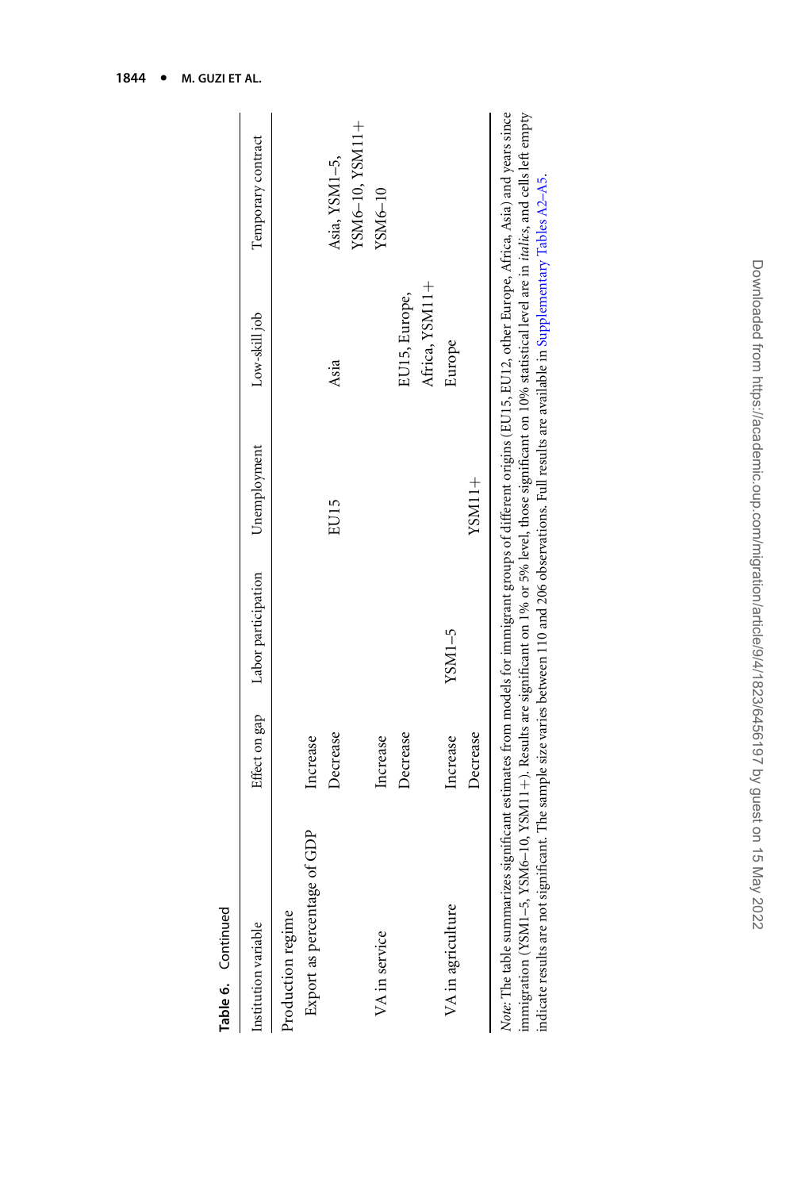**Table 6.** Continued

| Institution variable | Effect on gap | Labor participation | Unemployment | Low-skill job | Temporary contract |
|---|---|---|---|---|---|
| Production regime | | | | | |
| Export as percentage of GDP | Increase | | | | |
| | Decrease | | EU15 | Asia | Asia, YSM1–5, YSM6–10, YSM11+ |
| VA in service | Increase | | | | YSM6–10 |
| | Decrease | | | EU15, Europe, Africa, YSM11+ | |
| VA in agriculture | Increase | YSM1–5 | | Europe | |
| | Decrease | | YSM11+ | | |

*Note:* The table summarizes significant estimates from models for immigrant groups of different origins (EU15, EU12, other Europe, Africa, Asia) and years since immigration (YSM1–5, YSM6–10, YSM11+). Results are significant on 1% or 5% level, those significant on 10% statistical level are in *italics*, and cells left empty indicate results are not significant. The sample size varies between 110 and 206 observations. Full results are available in Supplementary Tables A2–A5.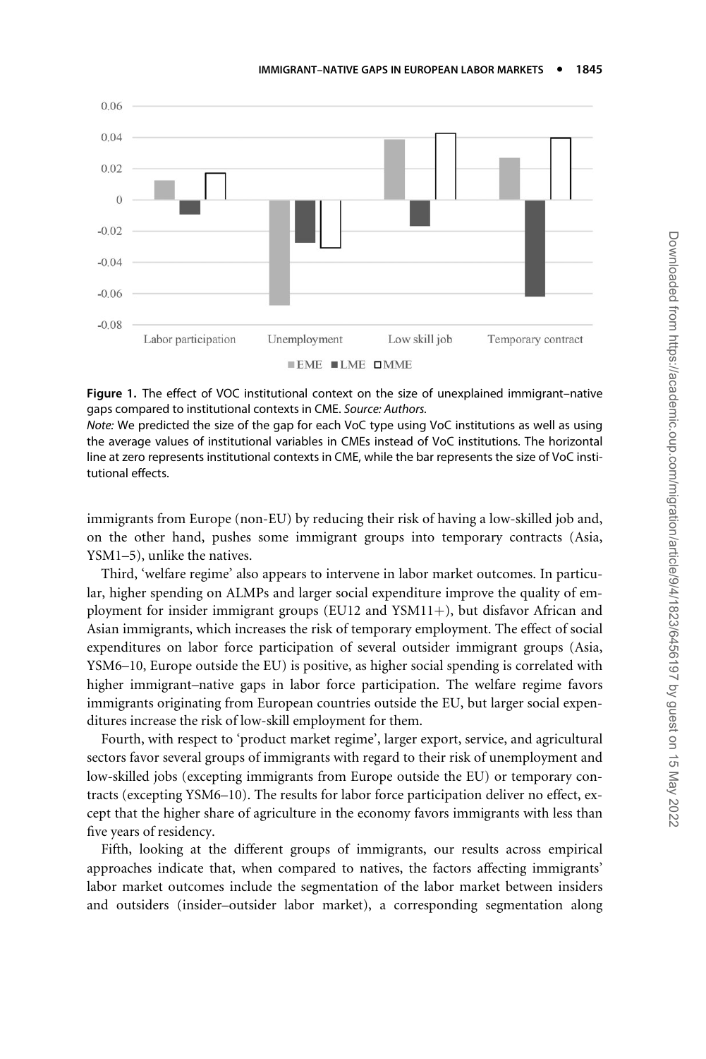**Figure 1.** The effect of VOC institutional context on the size of unexplained immigrant–native gaps compared to institutional contexts in CME. *Source: Authors.*

*Note:* We predicted the size of the gap for each VoC type using VoC institutions as well as using the average values of institutional variables in CMEs instead of VoC institutions. The horizontal line at zero represents institutional contexts in CME, while the bar represents the size of VoC institutional effects.

immigrants from Europe (non-EU) by reducing their risk of having a low-skilled job and, on the other hand, pushes some immigrant groups into temporary contracts (Asia, YSM1–5), unlike the natives.

Third, 'welfare regime' also appears to intervene in labor market outcomes. In particular, higher spending on ALMPs and larger social expenditure improve the quality of employment for insider immigrant groups (EU12 and YSM11+), but disfavor African and Asian immigrants, which increases the risk of temporary employment. The effect of social expenditures on labor force participation of several outsider immigrant groups (Asia, YSM6–10, Europe outside the EU) is positive, as higher social spending is correlated with higher immigrant–native gaps in labor force participation. The welfare regime favors immigrants originating from European countries outside the EU, but larger social expenditures increase the risk of low-skill employment for them.

Fourth, with respect to 'product market regime', larger export, service, and agricultural sectors favor several groups of immigrants with regard to their risk of unemployment and low-skilled jobs (excepting immigrants from Europe outside the EU) or temporary contracts (excepting YSM6–10). The results for labor force participation deliver no effect, except that the higher share of agriculture in the economy favors immigrants with less than five years of residency.

Fifth, looking at the different groups of immigrants, our results across empirical approaches indicate that, when compared to natives, the factors affecting immigrants' labor market outcomes include the segmentation of the labor market between insiders and outsiders (insider–outsider labor market), a corresponding segmentation along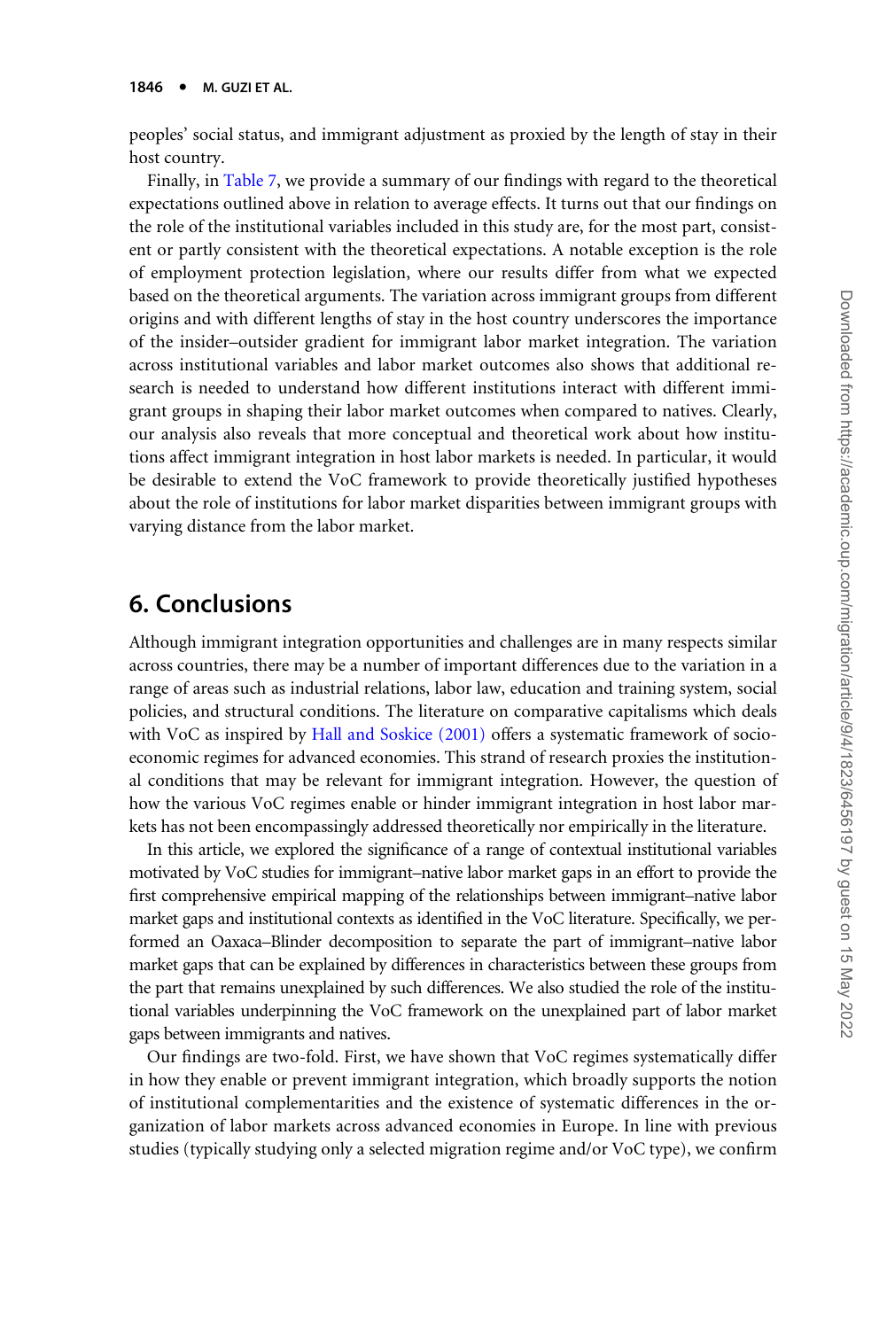peoples' social status, and immigrant adjustment as proxied by the length of stay in their host country.

Finally, in Table 7, we provide a summary of our findings with regard to the theoretical expectations outlined above in relation to average effects. It turns out that our findings on the role of the institutional variables included in this study are, for the most part, consistent or partly consistent with the theoretical expectations. A notable exception is the role of employment protection legislation, where our results differ from what we expected based on the theoretical arguments. The variation across immigrant groups from different origins and with different lengths of stay in the host country underscores the importance of the insider–outsider gradient for immigrant labor market integration. The variation across institutional variables and labor market outcomes also shows that additional research is needed to understand how different institutions interact with different immigrant groups in shaping their labor market outcomes when compared to natives. Clearly, our analysis also reveals that more conceptual and theoretical work about how institutions affect immigrant integration in host labor markets is needed. In particular, it would be desirable to extend the VoC framework to provide theoretically justified hypotheses about the role of institutions for labor market disparities between immigrant groups with varying distance from the labor market.

## 6. Conclusions

Although immigrant integration opportunities and challenges are in many respects similar across countries, there may be a number of important differences due to the variation in a range of areas such as industrial relations, labor law, education and training system, social policies, and structural conditions. The literature on comparative capitalisms which deals with VoC as inspired by Hall and Soskice (2001) offers a systematic framework of socio-economic regimes for advanced economies. This strand of research proxies the institutional conditions that may be relevant for immigrant integration. However, the question of how the various VoC regimes enable or hinder immigrant integration in host labor markets has not been encompassingly addressed theoretically nor empirically in the literature.

In this article, we explored the significance of a range of contextual institutional variables motivated by VoC studies for immigrant–native labor market gaps in an effort to provide the first comprehensive empirical mapping of the relationships between immigrant–native labor market gaps and institutional contexts as identified in the VoC literature. Specifically, we performed an Oaxaca–Blinder decomposition to separate the part of immigrant–native labor market gaps that can be explained by differences in characteristics between these groups from the part that remains unexplained by such differences. We also studied the role of the institutional variables underpinning the VoC framework on the unexplained part of labor market gaps between immigrants and natives.

Our findings are two-fold. First, we have shown that VoC regimes systematically differ in how they enable or prevent immigrant integration, which broadly supports the notion of institutional complementarities and the existence of systematic differences in the organization of labor markets across advanced economies in Europe. In line with previous studies (typically studying only a selected migration regime and/or VoC type), we confirm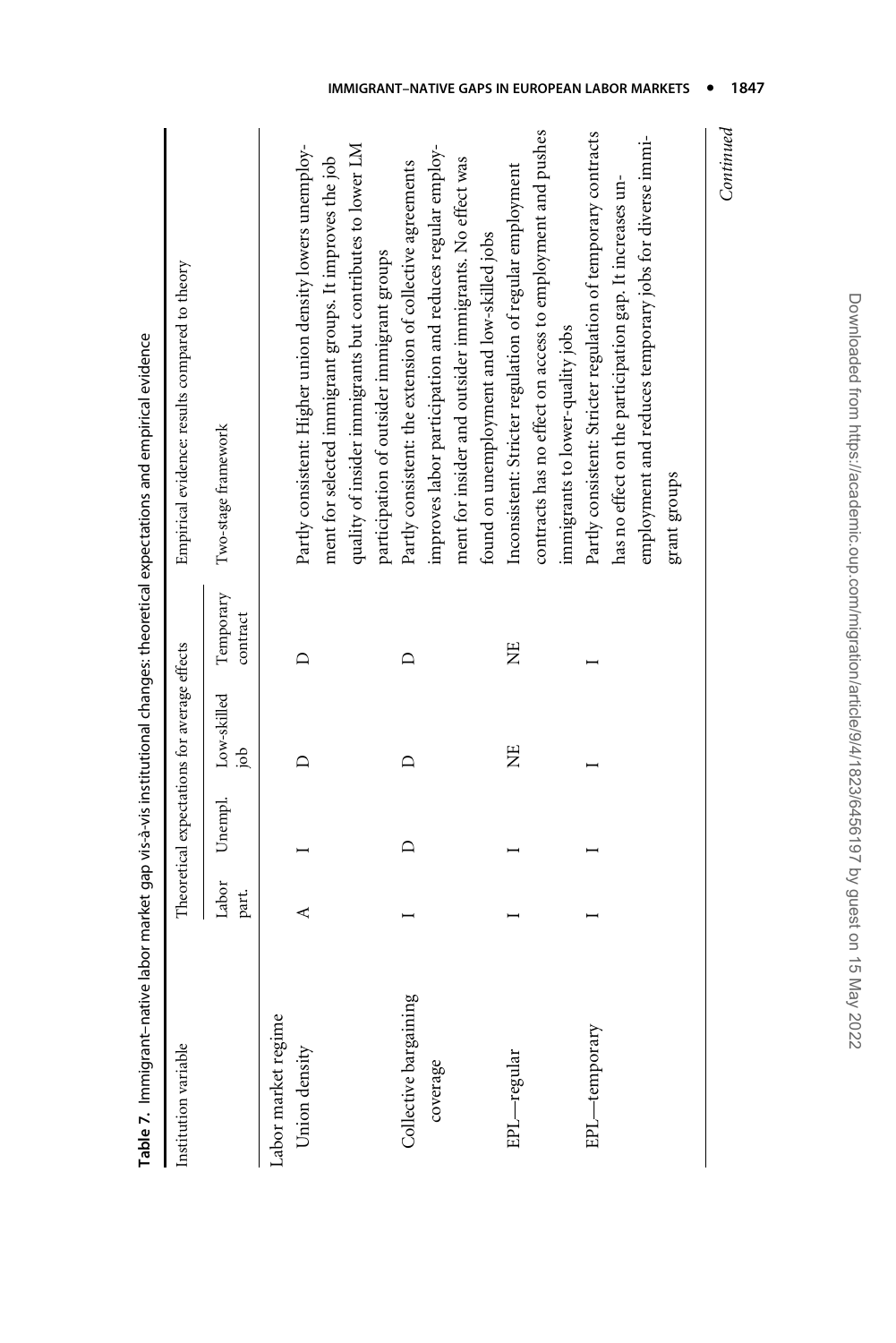**Table 7.** Immigrant–native labor market gap vis-à-vis institutional changes: theoretical expectations and empirical evidence

| Institution variable | Theoretical expectations for average effects | | | | Empirical evidence: results compared to theory |
|---|---|---|---|---|---|
| | Labor part. | Unempl. | Low-skilled job | Temporary contract | Two-stage framework |
| Labor market regime | | | | | |
| Union density | A | I | D | D | Partly consistent: Higher union density lowers unemployment for selected immigrant groups. It improves the job quality of insider immigrants but contributes to lower LM participation of outsider immigrant groups |
| Collective bargaining coverage | I | D | D | D | Partly consistent: the extension of collective agreements improves labor participation and reduces regular employment for insider and outsider immigrants. No effect was found on unemployment and low-skilled jobs |
| EPL—regular | I | I | NE | NE | Inconsistent: Stricter regulation of regular employment contracts has no effect on access to employment and pushes immigrants to lower-quality jobs |
| EPL—temporary | I | I | I | I | Partly consistent: Stricter regulation of temporary contracts has no effect on the participation gap. It increases unemployment and reduces temporary jobs for diverse immigrant groups |

*Continued*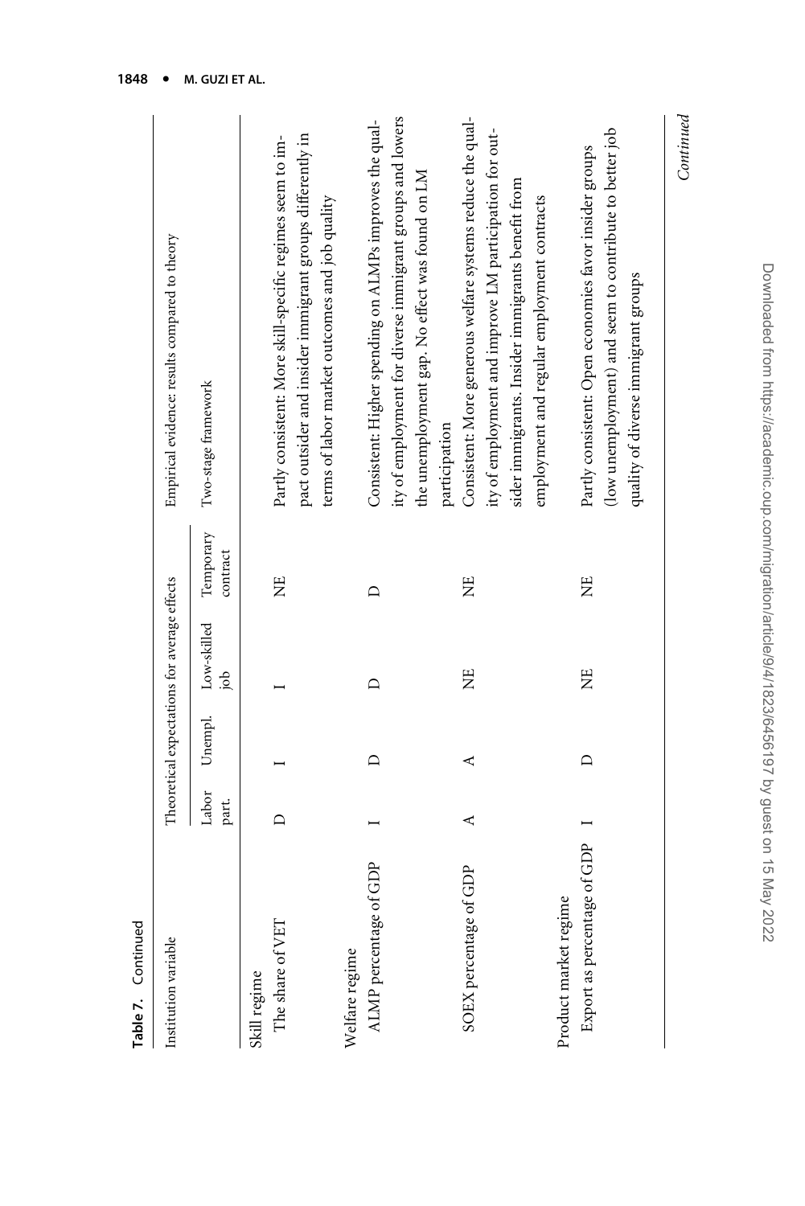**Table 7.** Continued

| Institution variable | Theoretical expectations for average effects | | | | Empirical evidence: results compared to theory |
|---|---|---|---|---|---|
| | Labor part. | Unempl. | Low-skilled job | Temporary contract | Two-stage framework |
| Skill regime | | | | | |
| The share of VET | D | I | I | NE | Partly consistent: More skill-specific regimes seem to impact outsider and insider immigrant groups differently in terms of labor market outcomes and job quality |
| Welfare regime | | | | | |
| ALMP percentage of GDP | I | D | D | D | Consistent: Higher spending on ALMPs improves the quality of employment for diverse immigrant groups and lowers the unemployment gap. No effect was found on LM participation |
| SOEX percentage of GDP | A | A | NE | NE | Consistent: More generous welfare systems reduce the quality of employment and improve LM participation for outsider immigrants. Insider immigrants benefit from employment and regular employment contracts |
| Product market regime | | | | | |
| Export as percentage of GDP | I | D | NE | NE | Partly consistent: Open economies favor insider groups (low unemployment) and seem to contribute to better job quality of diverse immigrant groups |

*Continued*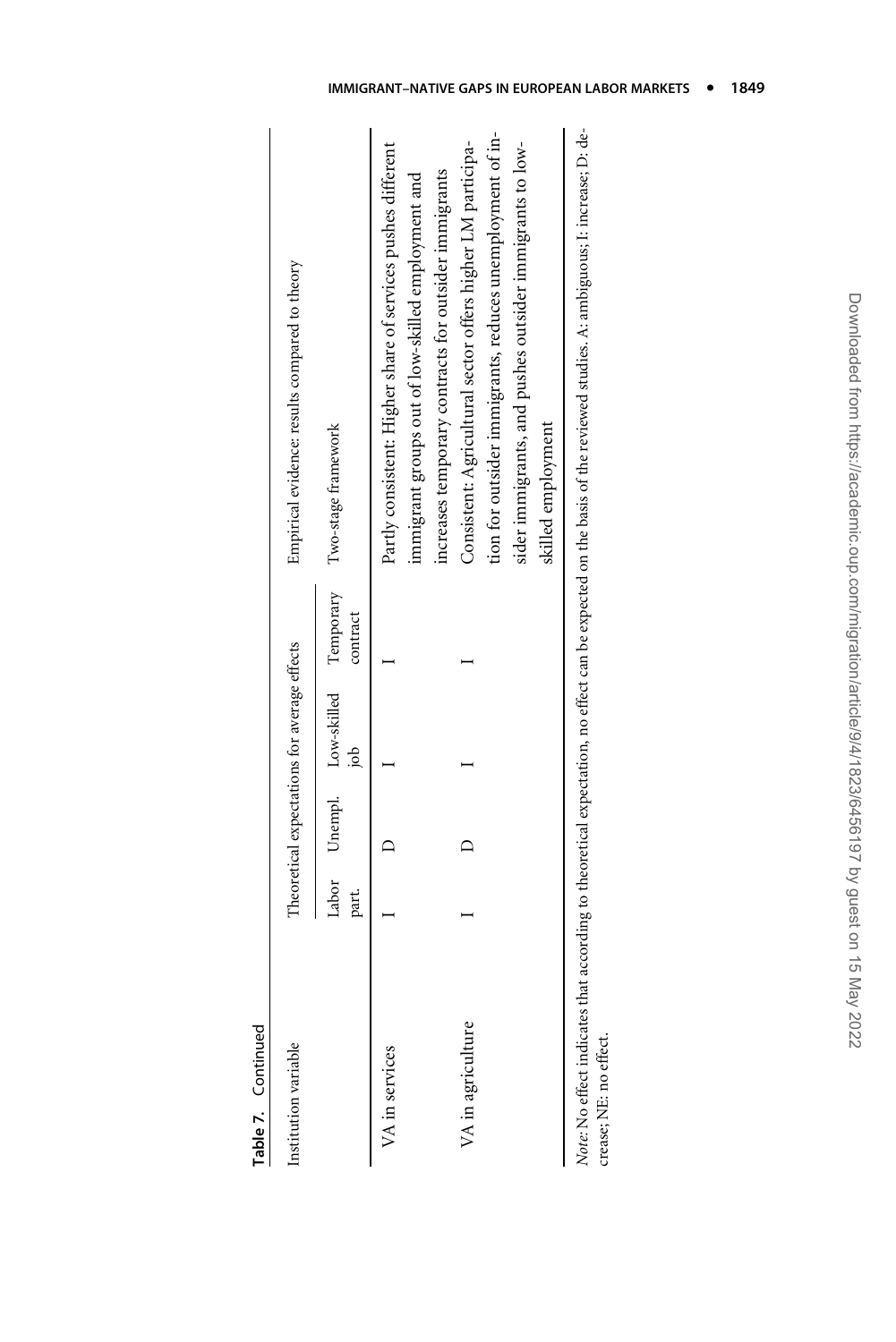**Table 7.** Continued

| Institution variable | Theoretical expectations for average effects | | | | Empirical evidence: results compared to theory |
|---|---|---|---|---|---|
| | Labor part. | Unempl. | Low-skilled job | Temporary contract | Two-stage framework |
| VA in services | I | D | I | I | Partly consistent: Higher share of services pushes different immigrant groups out of low-skilled employment and increases temporary contracts for outsider immigrants |
| VA in agriculture | I | D | I | I | Consistent: Agricultural sector offers higher LM participation for outsider immigrants, reduces unemployment of insider immigrants, and pushes outsider immigrants to low-skilled employment |

*Note:* No effect indicates that according to theoretical expectation, no effect can be expected on the basis of the reviewed studies. A: ambiguous; I: increase; D: decrease; NE: no effect.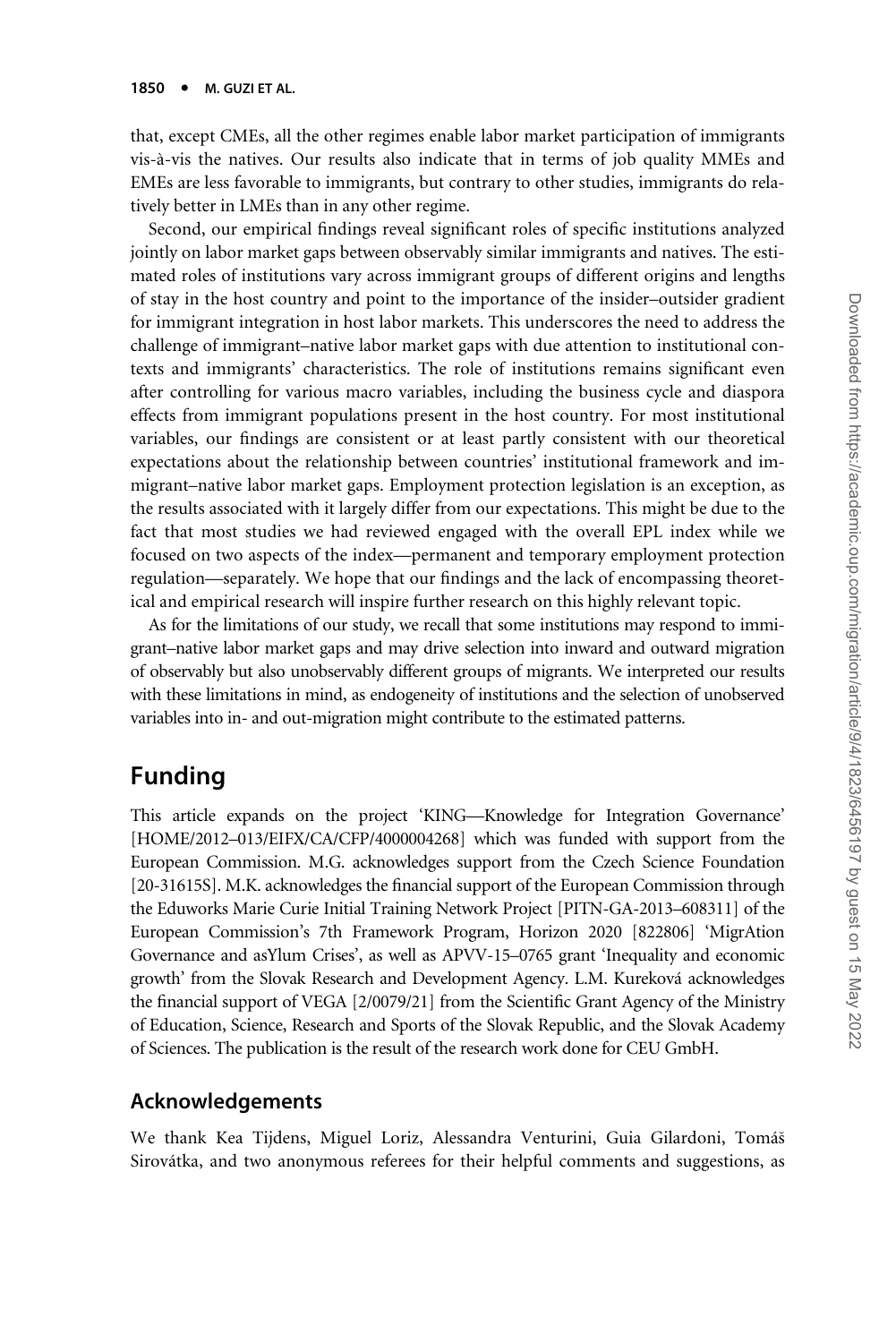that, except CMEs, all the other regimes enable labor market participation of immigrants vis-à-vis the natives. Our results also indicate that in terms of job quality MMEs and EMEs are less favorable to immigrants, but contrary to other studies, immigrants do relatively better in LMEs than in any other regime.

Second, our empirical findings reveal significant roles of specific institutions analyzed jointly on labor market gaps between observably similar immigrants and natives. The estimated roles of institutions vary across immigrant groups of different origins and lengths of stay in the host country and point to the importance of the insider–outsider gradient for immigrant integration in host labor markets. This underscores the need to address the challenge of immigrant–native labor market gaps with due attention to institutional contexts and immigrants' characteristics. The role of institutions remains significant even after controlling for various macro variables, including the business cycle and diaspora effects from immigrant populations present in the host country. For most institutional variables, our findings are consistent or at least partly consistent with our theoretical expectations about the relationship between countries' institutional framework and immigrant–native labor market gaps. Employment protection legislation is an exception, as the results associated with it largely differ from our expectations. This might be due to the fact that most studies we had reviewed engaged with the overall EPL index while we focused on two aspects of the index—permanent and temporary employment protection regulation—separately. We hope that our findings and the lack of encompassing theoretical and empirical research will inspire further research on this highly relevant topic.

As for the limitations of our study, we recall that some institutions may respond to immigrant–native labor market gaps and may drive selection into inward and outward migration of observably but also unobservably different groups of migrants. We interpreted our results with these limitations in mind, as endogeneity of institutions and the selection of unobserved variables into in- and out-migration might contribute to the estimated patterns.

# Funding

This article expands on the project 'KING—Knowledge for Integration Governance' [HOME/2012–013/EIFX/CA/CFP/4000004268] which was funded with support from the European Commission. M.G. acknowledges support from the Czech Science Foundation [20-31615S]. M.K. acknowledges the financial support of the European Commission through the Eduworks Marie Curie Initial Training Network Project [PITN-GA-2013–608311] of the European Commission's 7th Framework Program, Horizon 2020 [822806] 'MigrAtion Governance and asYlum Crises', as well as APVV-15–0765 grant 'Inequality and economic growth' from the Slovak Research and Development Agency. L.M. Kureková acknowledges the financial support of VEGA [2/0079/21] from the Scientific Grant Agency of the Ministry of Education, Science, Research and Sports of the Slovak Republic, and the Slovak Academy of Sciences. The publication is the result of the research work done for CEU GmbH.

## Acknowledgements

We thank Kea Tijdens, Miguel Loriz, Alessandra Venturini, Guia Gilardoni, Tomáš Sirovátka, and two anonymous referees for their helpful comments and suggestions, as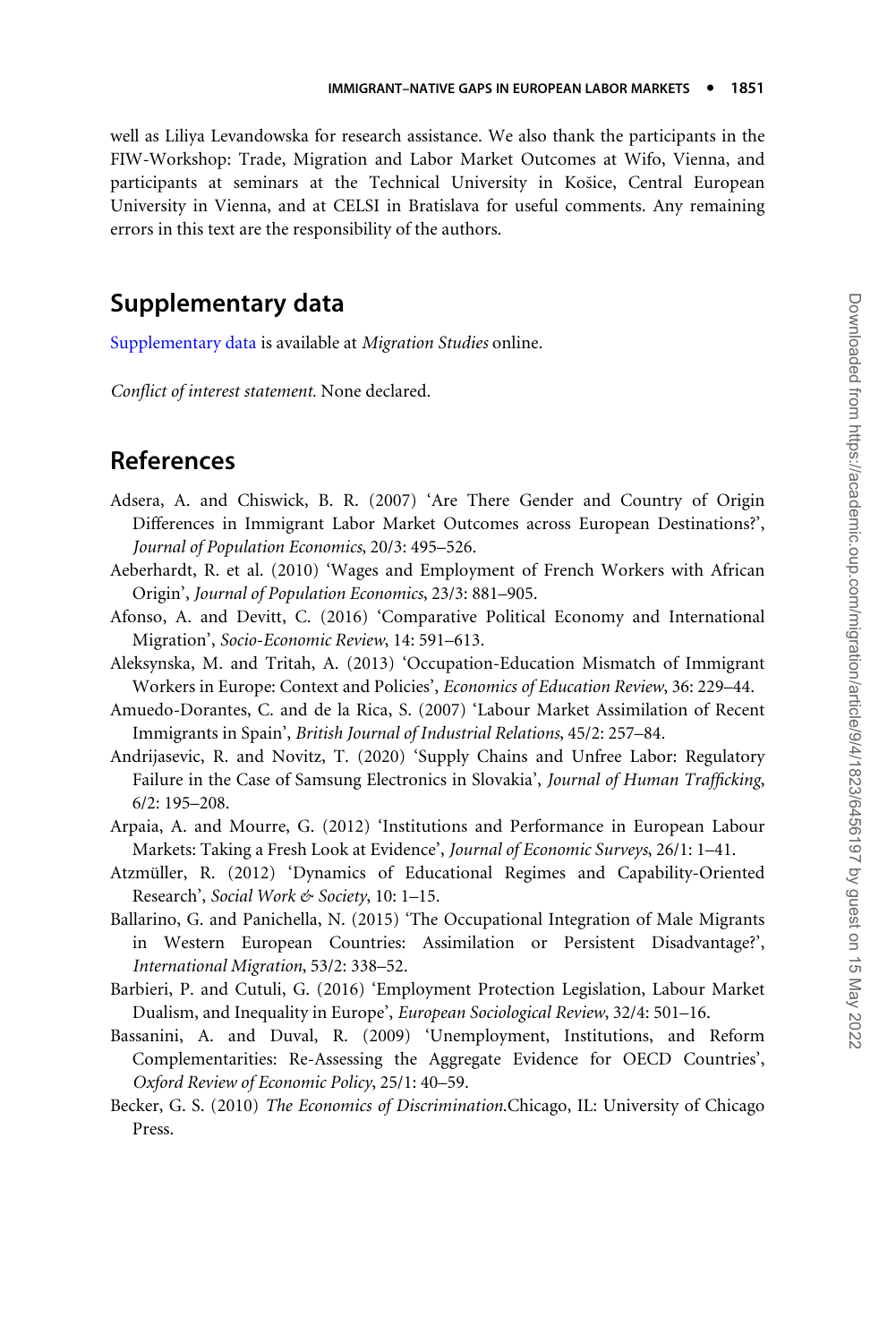well as Liliya Levandowska for research assistance. We also thank the participants in the FIW-Workshop: Trade, Migration and Labor Market Outcomes at Wifo, Vienna, and participants at seminars at the Technical University in Košice, Central European University in Vienna, and at CELSI in Bratislava for useful comments. Any remaining errors in this text are the responsibility of the authors.

## Supplementary data

Supplementary data is available at *Migration Studies* online.

*Conflict of interest statement.* None declared.

## References

Adsera, A. and Chiswick, B. R. (2007) 'Are There Gender and Country of Origin Differences in Immigrant Labor Market Outcomes across European Destinations?', *Journal of Population Economics*, 20/3: 495–526.

Aeberhardt, R. et al. (2010) 'Wages and Employment of French Workers with African Origin', *Journal of Population Economics*, 23/3: 881–905.

Afonso, A. and Devitt, C. (2016) 'Comparative Political Economy and International Migration', *Socio-Economic Review*, 14: 591–613.

Aleksynska, M. and Tritah, A. (2013) 'Occupation-Education Mismatch of Immigrant Workers in Europe: Context and Policies', *Economics of Education Review*, 36: 229–44.

Amuedo-Dorantes, C. and de la Rica, S. (2007) 'Labour Market Assimilation of Recent Immigrants in Spain', *British Journal of Industrial Relations*, 45/2: 257–84.

Andrijasevic, R. and Novitz, T. (2020) 'Supply Chains and Unfree Labor: Regulatory Failure in the Case of Samsung Electronics in Slovakia', *Journal of Human Trafficking*, 6/2: 195–208.

Arpaia, A. and Mourre, G. (2012) 'Institutions and Performance in European Labour Markets: Taking a Fresh Look at Evidence', *Journal of Economic Surveys*, 26/1: 1–41.

Atzmüller, R. (2012) 'Dynamics of Educational Regimes and Capability-Oriented Research', *Social Work & Society*, 10: 1–15.

Ballarino, G. and Panichella, N. (2015) 'The Occupational Integration of Male Migrants in Western European Countries: Assimilation or Persistent Disadvantage?', *International Migration*, 53/2: 338–52.

Barbieri, P. and Cutuli, G. (2016) 'Employment Protection Legislation, Labour Market Dualism, and Inequality in Europe', *European Sociological Review*, 32/4: 501–16.

Bassanini, A. and Duval, R. (2009) 'Unemployment, Institutions, and Reform Complementarities: Re-Assessing the Aggregate Evidence for OECD Countries', *Oxford Review of Economic Policy*, 25/1: 40–59.

Becker, G. S. (2010) *The Economics of Discrimination*.Chicago, IL: University of Chicago Press.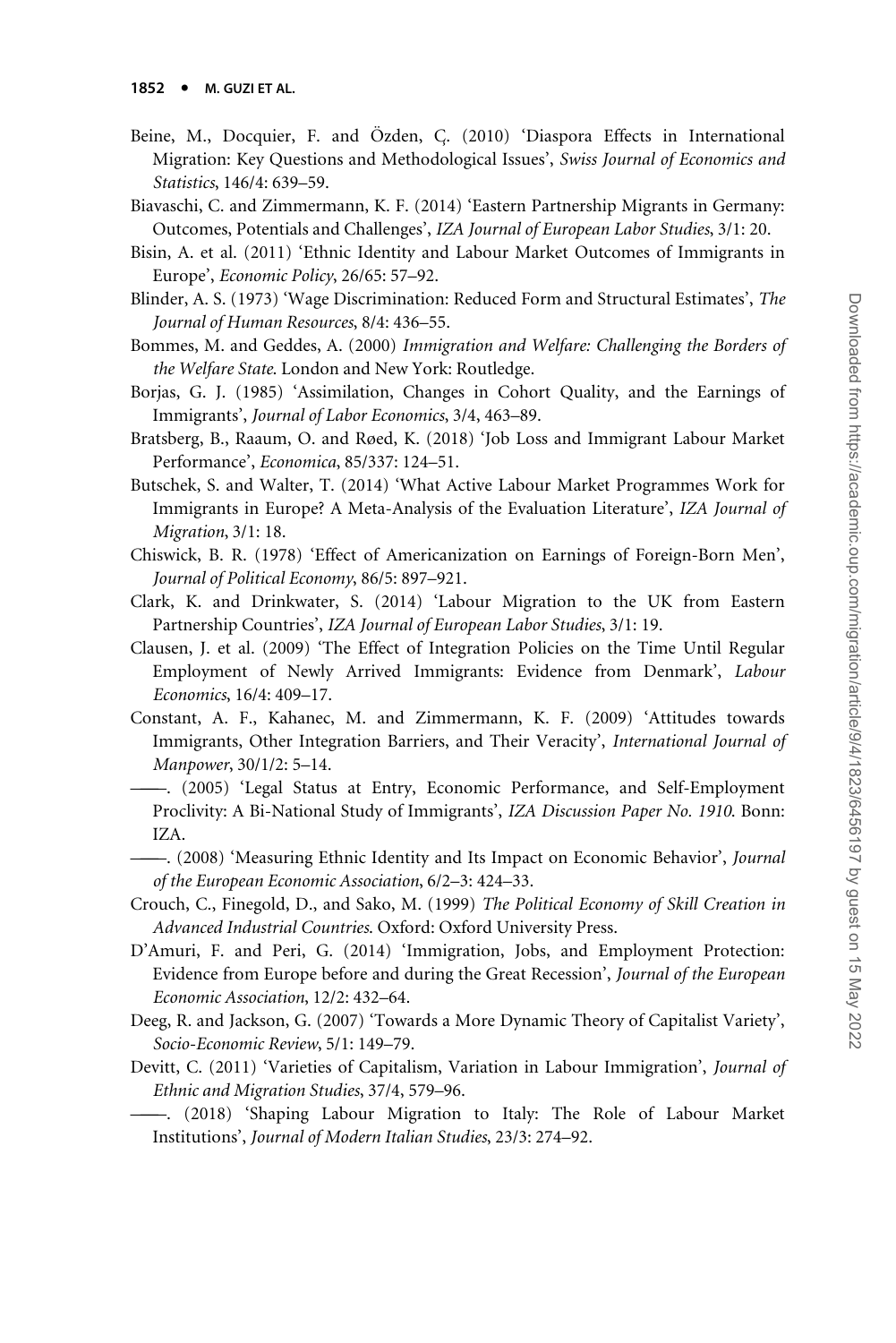Beine, M., Docquier, F. and Özden, Ç. (2010) 'Diaspora Effects in International Migration: Key Questions and Methodological Issues', *Swiss Journal of Economics and Statistics*, 146/4: 639–59.

Biavaschi, C. and Zimmermann, K. F. (2014) 'Eastern Partnership Migrants in Germany: Outcomes, Potentials and Challenges', *IZA Journal of European Labor Studies*, 3/1: 20.

Bisin, A. et al. (2011) 'Ethnic Identity and Labour Market Outcomes of Immigrants in Europe', *Economic Policy*, 26/65: 57–92.

Blinder, A. S. (1973) 'Wage Discrimination: Reduced Form and Structural Estimates', *The Journal of Human Resources*, 8/4: 436–55.

Bommes, M. and Geddes, A. (2000) *Immigration and Welfare: Challenging the Borders of the Welfare State*. London and New York: Routledge.

Borjas, G. J. (1985) 'Assimilation, Changes in Cohort Quality, and the Earnings of Immigrants', *Journal of Labor Economics*, 3/4, 463–89.

Bratsberg, B., Raaum, O. and Røed, K. (2018) 'Job Loss and Immigrant Labour Market Performance', *Economica*, 85/337: 124–51.

Butschek, S. and Walter, T. (2014) 'What Active Labour Market Programmes Work for Immigrants in Europe? A Meta-Analysis of the Evaluation Literature', *IZA Journal of Migration*, 3/1: 18.

Chiswick, B. R. (1978) 'Effect of Americanization on Earnings of Foreign-Born Men', *Journal of Political Economy*, 86/5: 897–921.

Clark, K. and Drinkwater, S. (2014) 'Labour Migration to the UK from Eastern Partnership Countries', *IZA Journal of European Labor Studies*, 3/1: 19.

Clausen, J. et al. (2009) 'The Effect of Integration Policies on the Time Until Regular Employment of Newly Arrived Immigrants: Evidence from Denmark', *Labour Economics*, 16/4: 409–17.

Constant, A. F., Kahanec, M. and Zimmermann, K. F. (2009) 'Attitudes towards Immigrants, Other Integration Barriers, and Their Veracity', *International Journal of Manpower*, 30/1/2: 5–14.

——. (2005) 'Legal Status at Entry, Economic Performance, and Self-Employment Proclivity: A Bi-National Study of Immigrants', *IZA Discussion Paper No. 1910*. Bonn: IZA.

——. (2008) 'Measuring Ethnic Identity and Its Impact on Economic Behavior', *Journal of the European Economic Association*, 6/2–3: 424–33.

Crouch, C., Finegold, D., and Sako, M. (1999) *The Political Economy of Skill Creation in Advanced Industrial Countries*. Oxford: Oxford University Press.

D'Amuri, F. and Peri, G. (2014) 'Immigration, Jobs, and Employment Protection: Evidence from Europe before and during the Great Recession', *Journal of the European Economic Association*, 12/2: 432–64.

Deeg, R. and Jackson, G. (2007) 'Towards a More Dynamic Theory of Capitalist Variety', *Socio-Economic Review*, 5/1: 149–79.

Devitt, C. (2011) 'Varieties of Capitalism, Variation in Labour Immigration', *Journal of Ethnic and Migration Studies*, 37/4, 579–96.

——. (2018) 'Shaping Labour Migration to Italy: The Role of Labour Market Institutions', *Journal of Modern Italian Studies*, 23/3: 274–92.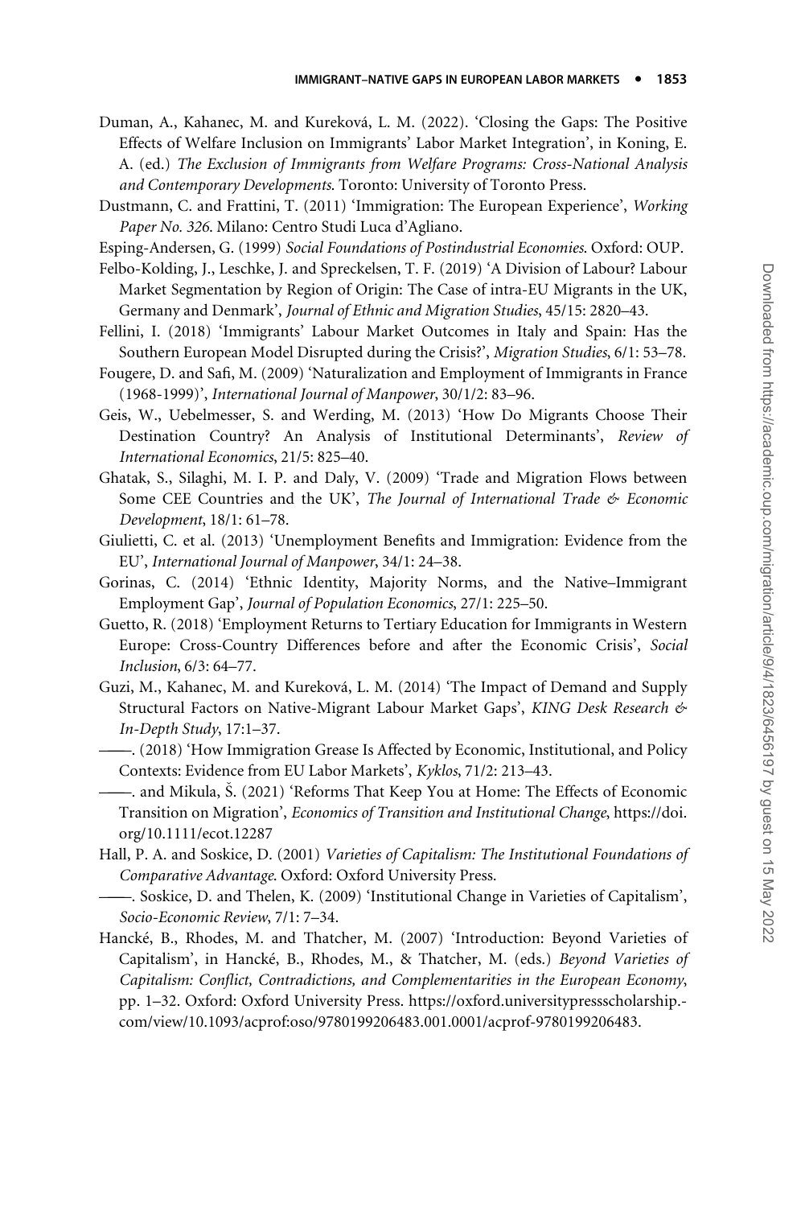Duman, A., Kahanec, M. and Kureková, L. M. (2022). 'Closing the Gaps: The Positive Effects of Welfare Inclusion on Immigrants' Labor Market Integration', in Koning, E. A. (ed.) *The Exclusion of Immigrants from Welfare Programs: Cross-National Analysis and Contemporary Developments*. Toronto: University of Toronto Press.

Dustmann, C. and Frattini, T. (2011) 'Immigration: The European Experience', *Working Paper No. 326*. Milano: Centro Studi Luca d'Agliano.

Esping-Andersen, G. (1999) *Social Foundations of Postindustrial Economies*. Oxford: OUP.

Felbo-Kolding, J., Leschke, J. and Spreckelsen, T. F. (2019) 'A Division of Labour? Labour Market Segmentation by Region of Origin: The Case of intra-EU Migrants in the UK, Germany and Denmark', *Journal of Ethnic and Migration Studies*, 45/15: 2820–43.

Fellini, I. (2018) 'Immigrants' Labour Market Outcomes in Italy and Spain: Has the Southern European Model Disrupted during the Crisis?', *Migration Studies*, 6/1: 53–78.

Fougere, D. and Safi, M. (2009) 'Naturalization and Employment of Immigrants in France (1968-1999)', *International Journal of Manpower*, 30/1/2: 83–96.

Geis, W., Uebelmesser, S. and Werding, M. (2013) 'How Do Migrants Choose Their Destination Country? An Analysis of Institutional Determinants', *Review of International Economics*, 21/5: 825–40.

Ghatak, S., Silaghi, M. I. P. and Daly, V. (2009) 'Trade and Migration Flows between Some CEE Countries and the UK', *The Journal of International Trade & Economic Development*, 18/1: 61–78.

Giulietti, C. et al. (2013) 'Unemployment Benefits and Immigration: Evidence from the EU', *International Journal of Manpower*, 34/1: 24–38.

Gorinas, C. (2014) 'Ethnic Identity, Majority Norms, and the Native–Immigrant Employment Gap', *Journal of Population Economics*, 27/1: 225–50.

Guetto, R. (2018) 'Employment Returns to Tertiary Education for Immigrants in Western Europe: Cross-Country Differences before and after the Economic Crisis', *Social Inclusion*, 6/3: 64–77.

Guzi, M., Kahanec, M. and Kureková, L. M. (2014) 'The Impact of Demand and Supply Structural Factors on Native-Migrant Labour Market Gaps', *KING Desk Research & In-Depth Study*, 17:1–37.

——. (2018) 'How Immigration Grease Is Affected by Economic, Institutional, and Policy Contexts: Evidence from EU Labor Markets', *Kyklos*, 71/2: 213–43.

——. and Mikula, Š. (2021) 'Reforms That Keep You at Home: The Effects of Economic Transition on Migration', *Economics of Transition and Institutional Change*, https://doi.org/10.1111/ecot.12287

Hall, P. A. and Soskice, D. (2001) *Varieties of Capitalism: The Institutional Foundations of Comparative Advantage*. Oxford: Oxford University Press.

——. Soskice, D. and Thelen, K. (2009) 'Institutional Change in Varieties of Capitalism', *Socio-Economic Review*, 7/1: 7–34.

Hancké, B., Rhodes, M. and Thatcher, M. (2007) 'Introduction: Beyond Varieties of Capitalism', in Hancké, B., Rhodes, M., & Thatcher, M. (eds.) *Beyond Varieties of Capitalism: Conflict, Contradictions, and Complementarities in the European Economy*, pp. 1–32. Oxford: Oxford University Press. https://oxford.universitypressscholarship.com/view/10.1093/acprof:oso/9780199206483.001.0001/acprof-9780199206483.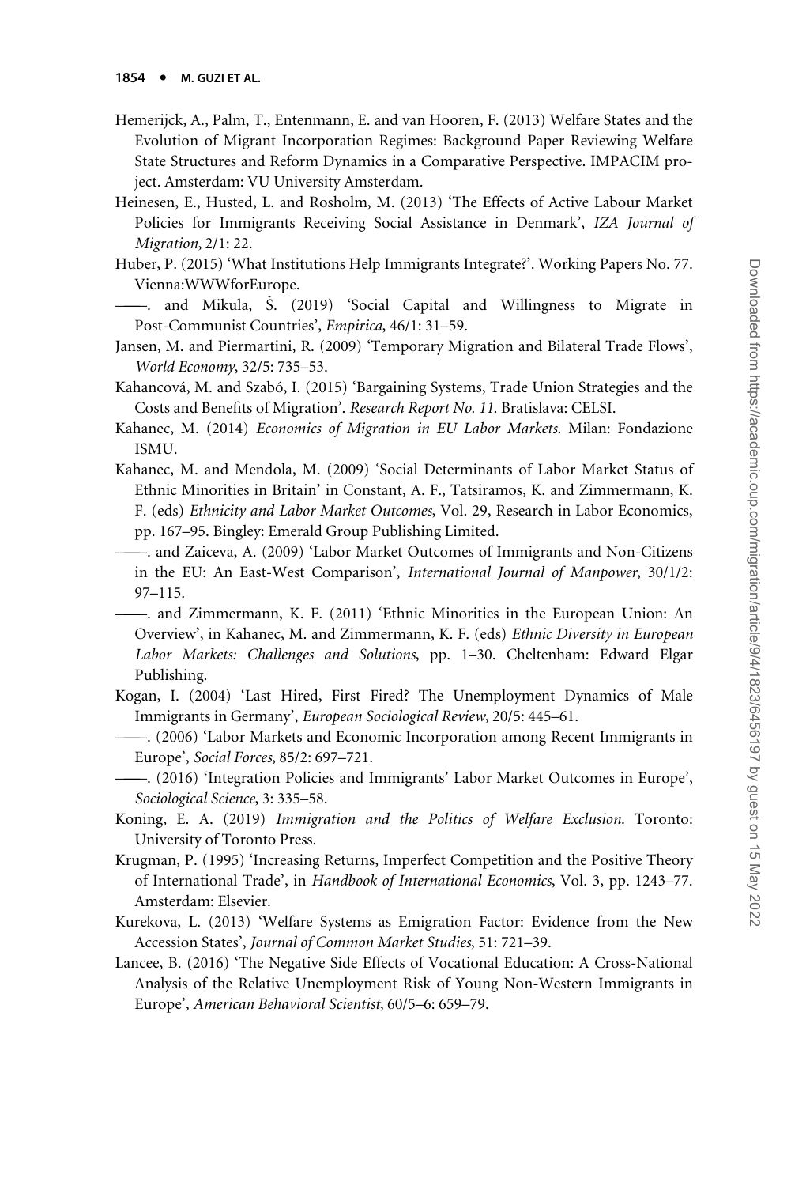Hemerijck, A., Palm, T., Entenmann, E. and van Hooren, F. (2013) Welfare States and the Evolution of Migrant Incorporation Regimes: Background Paper Reviewing Welfare State Structures and Reform Dynamics in a Comparative Perspective. IMPACIM project. Amsterdam: VU University Amsterdam.

Heinesen, E., Husted, L. and Rosholm, M. (2013) 'The Effects of Active Labour Market Policies for Immigrants Receiving Social Assistance in Denmark', *IZA Journal of Migration*, 2/1: 22.

Huber, P. (2015) 'What Institutions Help Immigrants Integrate?'. Working Papers No. 77. Vienna:WWWforEurope.

——. and Mikula, Š. (2019) 'Social Capital and Willingness to Migrate in Post-Communist Countries', *Empirica*, 46/1: 31–59.

Jansen, M. and Piermartini, R. (2009) 'Temporary Migration and Bilateral Trade Flows', *World Economy*, 32/5: 735–53.

Kahancová, M. and Szabó, I. (2015) 'Bargaining Systems, Trade Union Strategies and the Costs and Benefits of Migration'. *Research Report No. 11*. Bratislava: CELSI.

Kahanec, M. (2014) *Economics of Migration in EU Labor Markets*. Milan: Fondazione ISMU.

Kahanec, M. and Mendola, M. (2009) 'Social Determinants of Labor Market Status of Ethnic Minorities in Britain' in Constant, A. F., Tatsiramos, K. and Zimmermann, K. F. (eds) *Ethnicity and Labor Market Outcomes*, Vol. 29, Research in Labor Economics, pp. 167–95. Bingley: Emerald Group Publishing Limited.

——. and Zaiceva, A. (2009) 'Labor Market Outcomes of Immigrants and Non-Citizens in the EU: An East-West Comparison', *International Journal of Manpower*, 30/1/2: 97–115.

——. and Zimmermann, K. F. (2011) 'Ethnic Minorities in the European Union: An Overview', in Kahanec, M. and Zimmermann, K. F. (eds) *Ethnic Diversity in European Labor Markets: Challenges and Solutions*, pp. 1–30. Cheltenham: Edward Elgar Publishing.

Kogan, I. (2004) 'Last Hired, First Fired? The Unemployment Dynamics of Male Immigrants in Germany', *European Sociological Review*, 20/5: 445–61.

——. (2006) 'Labor Markets and Economic Incorporation among Recent Immigrants in Europe', *Social Forces*, 85/2: 697–721.

——. (2016) 'Integration Policies and Immigrants' Labor Market Outcomes in Europe', *Sociological Science*, 3: 335–58.

Koning, E. A. (2019) *Immigration and the Politics of Welfare Exclusion*. Toronto: University of Toronto Press.

Krugman, P. (1995) 'Increasing Returns, Imperfect Competition and the Positive Theory of International Trade', in *Handbook of International Economics*, Vol. 3, pp. 1243–77. Amsterdam: Elsevier.

Kurekova, L. (2013) 'Welfare Systems as Emigration Factor: Evidence from the New Accession States', *Journal of Common Market Studies*, 51: 721–39.

Lancee, B. (2016) 'The Negative Side Effects of Vocational Education: A Cross-National Analysis of the Relative Unemployment Risk of Young Non-Western Immigrants in Europe', *American Behavioral Scientist*, 60/5–6: 659–79.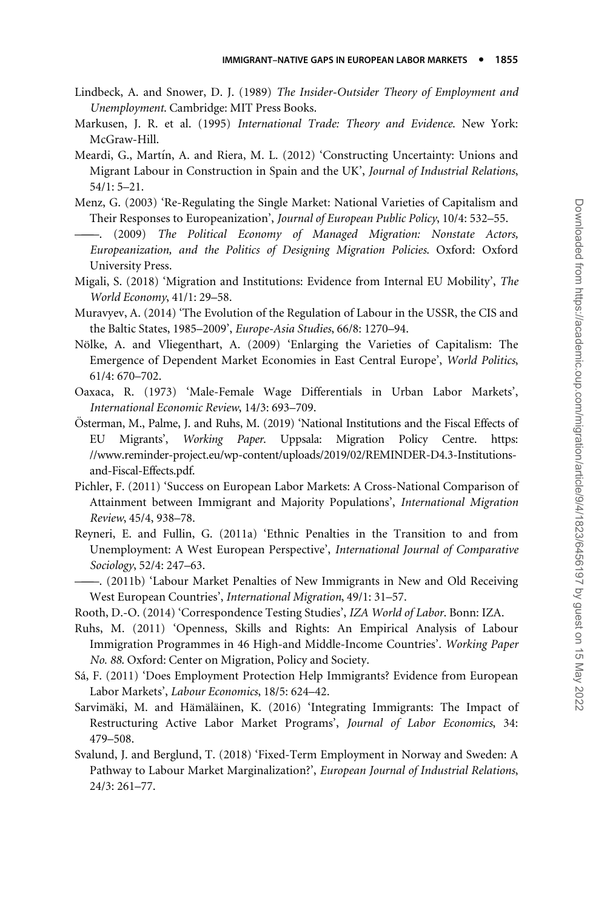Lindbeck, A. and Snower, D. J. (1989) *The Insider-Outsider Theory of Employment and Unemployment*. Cambridge: MIT Press Books.

Markusen, J. R. et al. (1995) *International Trade: Theory and Evidence*. New York: McGraw-Hill.

Meardi, G., Martín, A. and Riera, M. L. (2012) 'Constructing Uncertainty: Unions and Migrant Labour in Construction in Spain and the UK', *Journal of Industrial Relations*, 54/1: 5–21.

Menz, G. (2003) 'Re-Regulating the Single Market: National Varieties of Capitalism and Their Responses to Europeanization', *Journal of European Public Policy*, 10/4: 532–55.

——. (2009) *The Political Economy of Managed Migration: Nonstate Actors, Europeanization, and the Politics of Designing Migration Policies*. Oxford: Oxford University Press.

Migali, S. (2018) 'Migration and Institutions: Evidence from Internal EU Mobility', *The World Economy*, 41/1: 29–58.

Muravyev, A. (2014) 'The Evolution of the Regulation of Labour in the USSR, the CIS and the Baltic States, 1985–2009', *Europe-Asia Studies*, 66/8: 1270–94.

Nölke, A. and Vliegenthart, A. (2009) 'Enlarging the Varieties of Capitalism: The Emergence of Dependent Market Economies in East Central Europe', *World Politics*, 61/4: 670–702.

Oaxaca, R. (1973) 'Male-Female Wage Differentials in Urban Labor Markets', *International Economic Review*, 14/3: 693–709.

Österman, M., Palme, J. and Ruhs, M. (2019) 'National Institutions and the Fiscal Effects of EU Migrants', *Working Paper*. Uppsala: Migration Policy Centre. https://www.reminder-project.eu/wp-content/uploads/2019/02/REMINDER-D4.3-Institutions-and-Fiscal-Effects.pdf.

Pichler, F. (2011) 'Success on European Labor Markets: A Cross-National Comparison of Attainment between Immigrant and Majority Populations', *International Migration Review*, 45/4, 938–78.

Reyneri, E. and Fullin, G. (2011a) 'Ethnic Penalties in the Transition to and from Unemployment: A West European Perspective', *International Journal of Comparative Sociology*, 52/4: 247–63.

——. (2011b) 'Labour Market Penalties of New Immigrants in New and Old Receiving West European Countries', *International Migration*, 49/1: 31–57.

Rooth, D.-O. (2014) 'Correspondence Testing Studies', *IZA World of Labor*. Bonn: IZA.

Ruhs, M. (2011) 'Openness, Skills and Rights: An Empirical Analysis of Labour Immigration Programmes in 46 High-and Middle-Income Countries'. *Working Paper No. 88*. Oxford: Center on Migration, Policy and Society.

Sá, F. (2011) 'Does Employment Protection Help Immigrants? Evidence from European Labor Markets', *Labour Economics*, 18/5: 624–42.

Sarvimäki, M. and Hämäläinen, K. (2016) 'Integrating Immigrants: The Impact of Restructuring Active Labor Market Programs', *Journal of Labor Economics*, 34: 479–508.

Svalund, J. and Berglund, T. (2018) 'Fixed-Term Employment in Norway and Sweden: A Pathway to Labour Market Marginalization?', *European Journal of Industrial Relations*, 24/3: 261–77.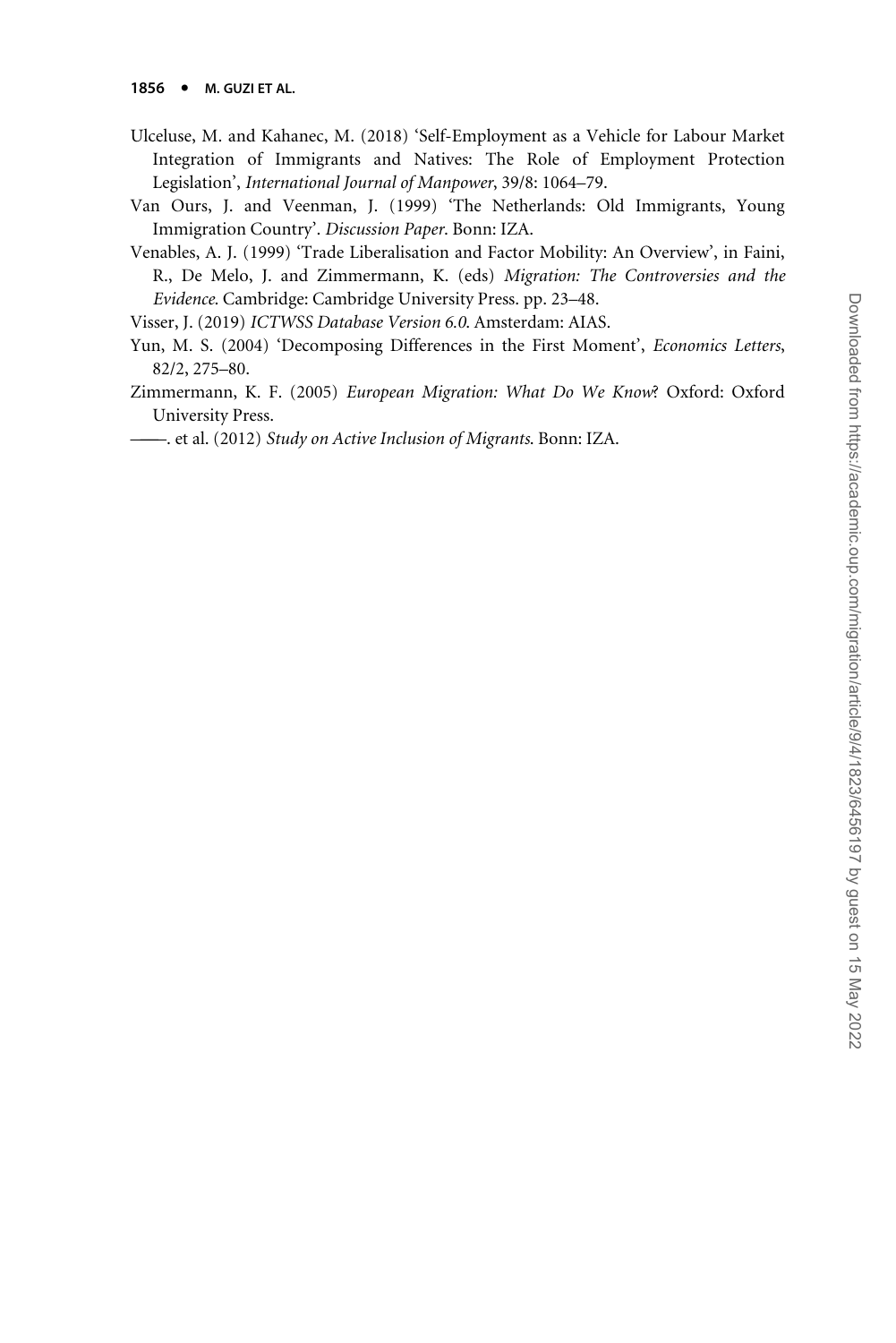Ulceluse, M. and Kahanec, M. (2018) 'Self-Employment as a Vehicle for Labour Market Integration of Immigrants and Natives: The Role of Employment Protection Legislation', *International Journal of Manpower*, 39/8: 1064–79.

Van Ours, J. and Veenman, J. (1999) 'The Netherlands: Old Immigrants, Young Immigration Country'. *Discussion Paper*. Bonn: IZA.

Venables, A. J. (1999) 'Trade Liberalisation and Factor Mobility: An Overview', in Faini, R., De Melo, J. and Zimmermann, K. (eds) *Migration: The Controversies and the Evidence*. Cambridge: Cambridge University Press. pp. 23–48.

Visser, J. (2019) *ICTWSS Database Version 6.0*. Amsterdam: AIAS.

Yun, M. S. (2004) 'Decomposing Differences in the First Moment', *Economics Letters*, 82/2, 275–80.

Zimmermann, K. F. (2005) *European Migration: What Do We Know*? Oxford: Oxford University Press.

——. et al. (2012) *Study on Active Inclusion of Migrants*. Bonn: IZA.